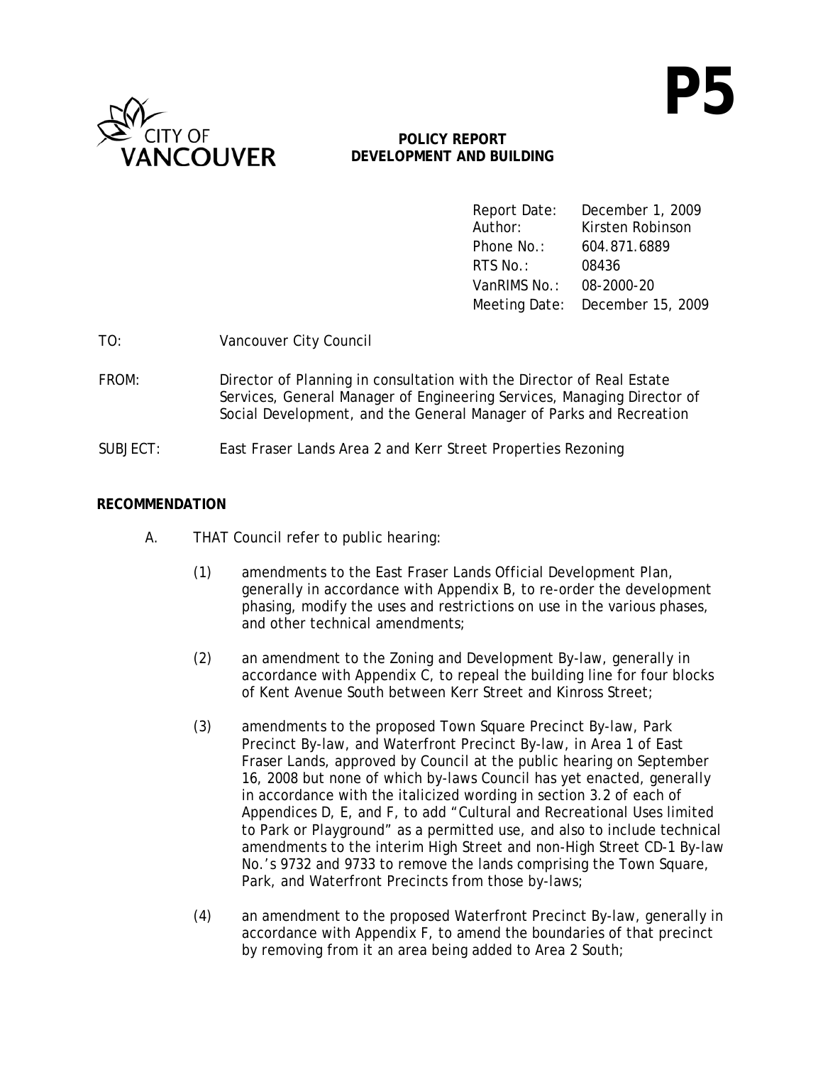# P5

CITY OF VANCOUVER

**POLICY REPORT**
**DEVELOPMENT AND BUILDING**

| | |
|---|---|
| Report Date: | December 1, 2009 |
| Author: | Kirsten Robinson |
| Phone No.: | 604.871.6889 |
| RTS No.: | 08436 |
| VanRIMS No.: | 08-2000-20 |
| Meeting Date: | December 15, 2009 |

TO: Vancouver City Council

FROM: Director of Planning in consultation with the Director of Real Estate Services, General Manager of Engineering Services, Managing Director of Social Development, and the General Manager of Parks and Recreation

SUBJECT: East Fraser Lands Area 2 and Kerr Street Properties Rezoning

## RECOMMENDATION

A. THAT Council refer to public hearing:

(1) amendments to the East Fraser Lands Official Development Plan, generally in accordance with Appendix B, to re-order the development phasing, modify the uses and restrictions on use in the various phases, and other technical amendments;

(2) an amendment to the Zoning and Development By-law, generally in accordance with Appendix C, to repeal the building line for four blocks of Kent Avenue South between Kerr Street and Kinross Street;

(3) amendments to the proposed Town Square Precinct By-law, Park Precinct By-law, and Waterfront Precinct By-law, in Area 1 of East Fraser Lands, approved by Council at the public hearing on September 16, 2008 but none of which by-laws Council has yet enacted, generally in accordance with the italicized wording in section 3.2 of each of Appendices D, E, and F, to add "Cultural and Recreational Uses limited to Park or Playground" as a permitted use, and also to include technical amendments to the interim High Street and non-High Street CD-1 By-law No.'s 9732 and 9733 to remove the lands comprising the Town Square, Park, and Waterfront Precincts from those by-laws;

(4) an amendment to the proposed Waterfront Precinct By-law, generally in accordance with Appendix F, to amend the boundaries of that precinct by removing from it an area being added to Area 2 South;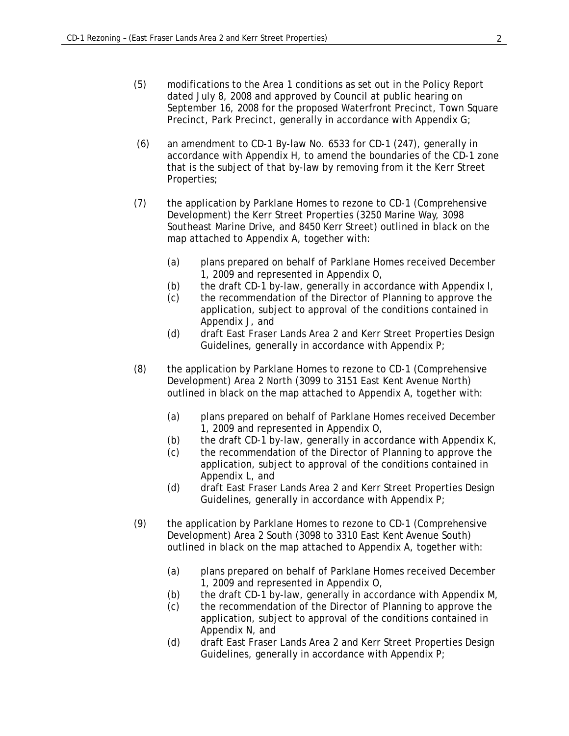(5) modifications to the Area 1 conditions as set out in the Policy Report dated July 8, 2008 and approved by Council at public hearing on September 16, 2008 for the proposed Waterfront Precinct, Town Square Precinct, Park Precinct, generally in accordance with Appendix G;

(6) an amendment to CD-1 By-law No. 6533 for CD-1 (247), generally in accordance with Appendix H, to amend the boundaries of the CD-1 zone that is the subject of that by-law by removing from it the Kerr Street Properties;

(7) the application by Parklane Homes to rezone to CD-1 (Comprehensive Development) the Kerr Street Properties (3250 Marine Way, 3098 Southeast Marine Drive, and 8450 Kerr Street) outlined in black on the map attached to Appendix A, together with:

   (a) plans prepared on behalf of Parklane Homes received December 1, 2009 and represented in Appendix O,
   (b) the draft CD-1 by-law, generally in accordance with Appendix I,
   (c) the recommendation of the Director of Planning to approve the application, subject to approval of the conditions contained in Appendix J, and
   (d) draft East Fraser Lands Area 2 and Kerr Street Properties Design Guidelines, generally in accordance with Appendix P;

(8) the application by Parklane Homes to rezone to CD-1 (Comprehensive Development) Area 2 North (3099 to 3151 East Kent Avenue North) outlined in black on the map attached to Appendix A, together with:

   (a) plans prepared on behalf of Parklane Homes received December 1, 2009 and represented in Appendix O,
   (b) the draft CD-1 by-law, generally in accordance with Appendix K,
   (c) the recommendation of the Director of Planning to approve the application, subject to approval of the conditions contained in Appendix L, and
   (d) draft East Fraser Lands Area 2 and Kerr Street Properties Design Guidelines, generally in accordance with Appendix P;

(9) the application by Parklane Homes to rezone to CD-1 (Comprehensive Development) Area 2 South (3098 to 3310 East Kent Avenue South) outlined in black on the map attached to Appendix A, together with:

   (a) plans prepared on behalf of Parklane Homes received December 1, 2009 and represented in Appendix O,
   (b) the draft CD-1 by-law, generally in accordance with Appendix M,
   (c) the recommendation of the Director of Planning to approve the application, subject to approval of the conditions contained in Appendix N, and
   (d) draft East Fraser Lands Area 2 and Kerr Street Properties Design Guidelines, generally in accordance with Appendix P;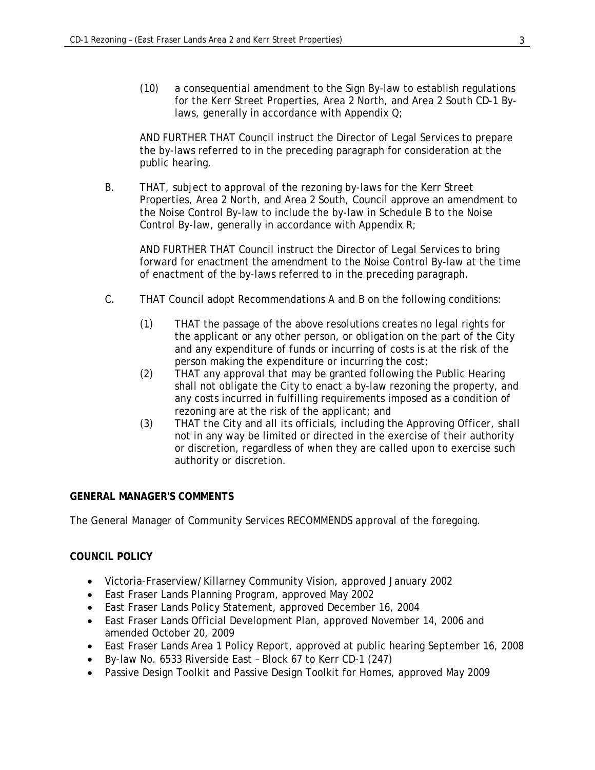(10) a consequential amendment to the Sign By-law to establish regulations for the Kerr Street Properties, Area 2 North, and Area 2 South CD-1 By-laws, generally in accordance with Appendix Q;

AND FURTHER THAT Council instruct the Director of Legal Services to prepare the by-laws referred to in the preceding paragraph for consideration at the public hearing.

B. THAT, subject to approval of the rezoning by-laws for the Kerr Street Properties, Area 2 North, and Area 2 South, Council approve an amendment to the Noise Control By-law to include the by-law in Schedule B to the Noise Control By-law, generally in accordance with Appendix R;

AND FURTHER THAT Council instruct the Director of Legal Services to bring forward for enactment the amendment to the Noise Control By-law at the time of enactment of the by-laws referred to in the preceding paragraph.

C. THAT Council adopt Recommendations A and B on the following conditions:

(1) THAT the passage of the above resolutions creates no legal rights for the applicant or any other person, or obligation on the part of the City and any expenditure of funds or incurring of costs is at the risk of the person making the expenditure or incurring the cost;
(2) THAT any approval that may be granted following the Public Hearing shall not obligate the City to enact a by-law rezoning the property, and any costs incurred in fulfilling requirements imposed as a condition of rezoning are at the risk of the applicant; and
(3) THAT the City and all its officials, including the Approving Officer, shall not in any way be limited or directed in the exercise of their authority or discretion, regardless of when they are called upon to exercise such authority or discretion.

**GENERAL MANAGER'S COMMENTS**

The General Manager of Community Services RECOMMENDS approval of the foregoing.

**COUNCIL POLICY**

- Victoria-Fraserview/Killarney Community Vision, approved January 2002
- East Fraser Lands Planning Program, approved May 2002
- East Fraser Lands Policy Statement, approved December 16, 2004
- East Fraser Lands Official Development Plan, approved November 14, 2006 and amended October 20, 2009
- East Fraser Lands Area 1 Policy Report, approved at public hearing September 16, 2008
- By-law No. 6533 Riverside East – Block 67 to Kerr CD-1 (247)
- Passive Design Toolkit and Passive Design Toolkit for Homes, approved May 2009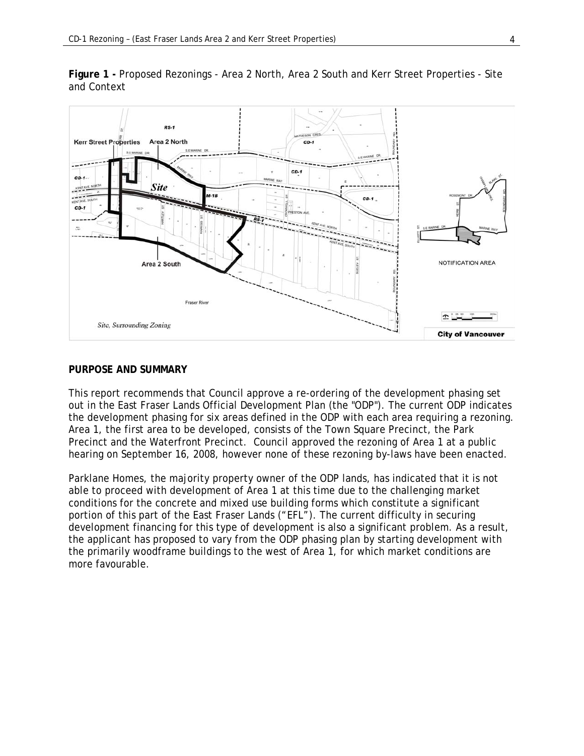**Figure 1 -** Proposed Rezonings - Area 2 North, Area 2 South and Kerr Street Properties - Site and Context

## PURPOSE AND SUMMARY

This report recommends that Council approve a re-ordering of the development phasing set out in the East Fraser Lands Official Development Plan (the "ODP"). The current ODP indicates the development phasing for six areas defined in the ODP with each area requiring a rezoning. Area 1, the first area to be developed, consists of the Town Square Precinct, the Park Precinct and the Waterfront Precinct. Council approved the rezoning of Area 1 at a public hearing on September 16, 2008, however none of these rezoning by-laws have been enacted.

Parklane Homes, the majority property owner of the ODP lands, has indicated that it is not able to proceed with development of Area 1 at this time due to the challenging market conditions for the concrete and mixed use building forms which constitute a significant portion of this part of the East Fraser Lands ("EFL"). The current difficulty in securing development financing for this type of development is also a significant problem. As a result, the applicant has proposed to vary from the ODP phasing plan by starting development with the primarily woodframe buildings to the west of Area 1, for which market conditions are more favourable.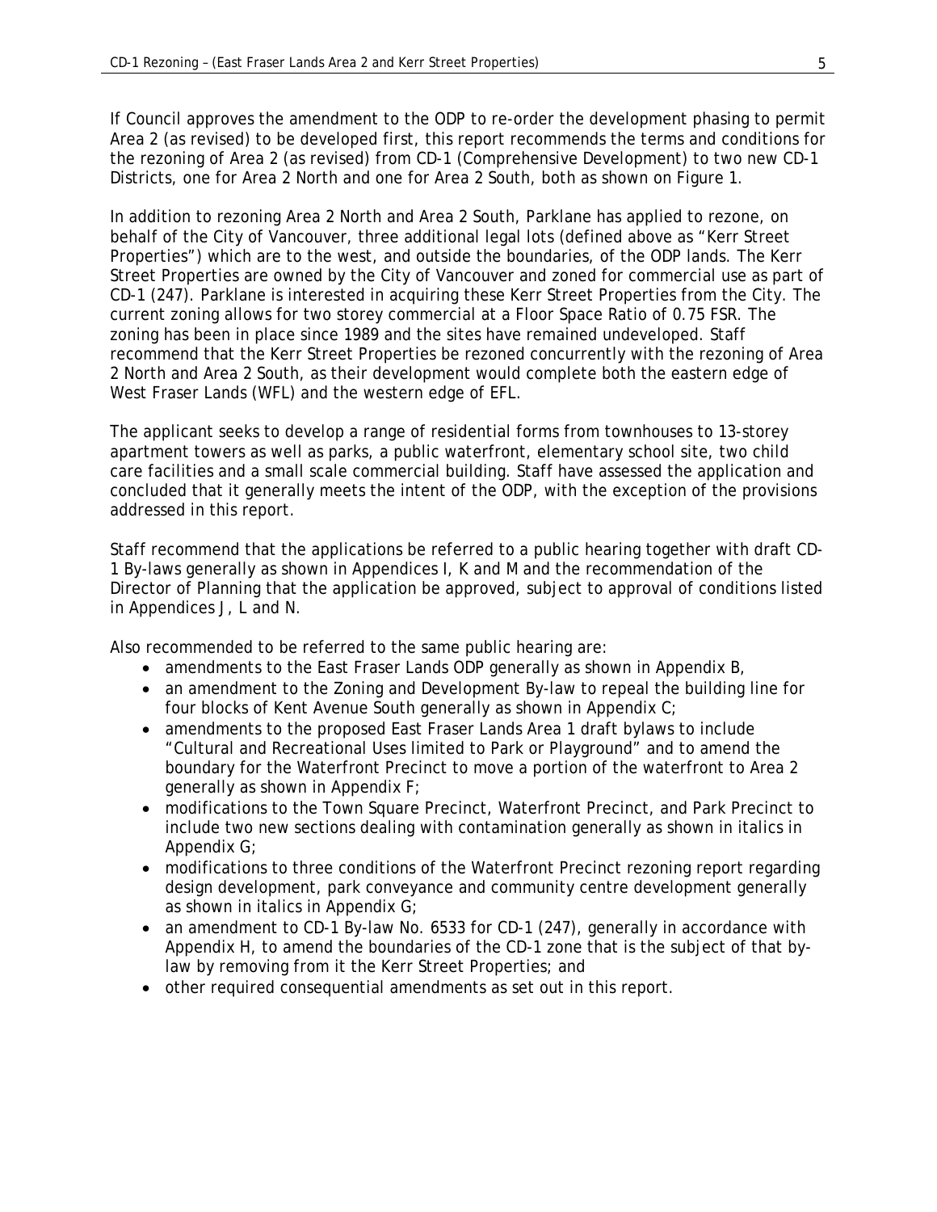If Council approves the amendment to the ODP to re-order the development phasing to permit Area 2 (as revised) to be developed first, this report recommends the terms and conditions for the rezoning of Area 2 (as revised) from CD-1 (Comprehensive Development) to two new CD-1 Districts, one for Area 2 North and one for Area 2 South, both as shown on Figure 1.

In addition to rezoning Area 2 North and Area 2 South, Parklane has applied to rezone, on behalf of the City of Vancouver, three additional legal lots (defined above as "Kerr Street Properties") which are to the west, and outside the boundaries, of the ODP lands. The Kerr Street Properties are owned by the City of Vancouver and zoned for commercial use as part of CD-1 (247). Parklane is interested in acquiring these Kerr Street Properties from the City. The current zoning allows for two storey commercial at a Floor Space Ratio of 0.75 FSR. The zoning has been in place since 1989 and the sites have remained undeveloped. Staff recommend that the Kerr Street Properties be rezoned concurrently with the rezoning of Area 2 North and Area 2 South, as their development would complete both the eastern edge of West Fraser Lands (WFL) and the western edge of EFL.

The applicant seeks to develop a range of residential forms from townhouses to 13-storey apartment towers as well as parks, a public waterfront, elementary school site, two child care facilities and a small scale commercial building. Staff have assessed the application and concluded that it generally meets the intent of the ODP, with the exception of the provisions addressed in this report.

Staff recommend that the applications be referred to a public hearing together with draft CD-1 By-laws generally as shown in Appendices I, K and M and the recommendation of the Director of Planning that the application be approved, subject to approval of conditions listed in Appendices J, L and N.

Also recommended to be referred to the same public hearing are:

- amendments to the East Fraser Lands ODP generally as shown in Appendix B,
- an amendment to the Zoning and Development By-law to repeal the building line for four blocks of Kent Avenue South generally as shown in Appendix C;
- amendments to the proposed East Fraser Lands Area 1 draft bylaws to include "Cultural and Recreational Uses limited to Park or Playground" and to amend the boundary for the Waterfront Precinct to move a portion of the waterfront to Area 2 generally as shown in Appendix F;
- modifications to the Town Square Precinct, Waterfront Precinct, and Park Precinct to include two new sections dealing with contamination generally as shown in italics in Appendix G;
- modifications to three conditions of the Waterfront Precinct rezoning report regarding design development, park conveyance and community centre development generally as shown in italics in Appendix G;
- an amendment to CD-1 By-law No. 6533 for CD-1 (247), generally in accordance with Appendix H, to amend the boundaries of the CD-1 zone that is the subject of that by-law by removing from it the Kerr Street Properties; and
- other required consequential amendments as set out in this report.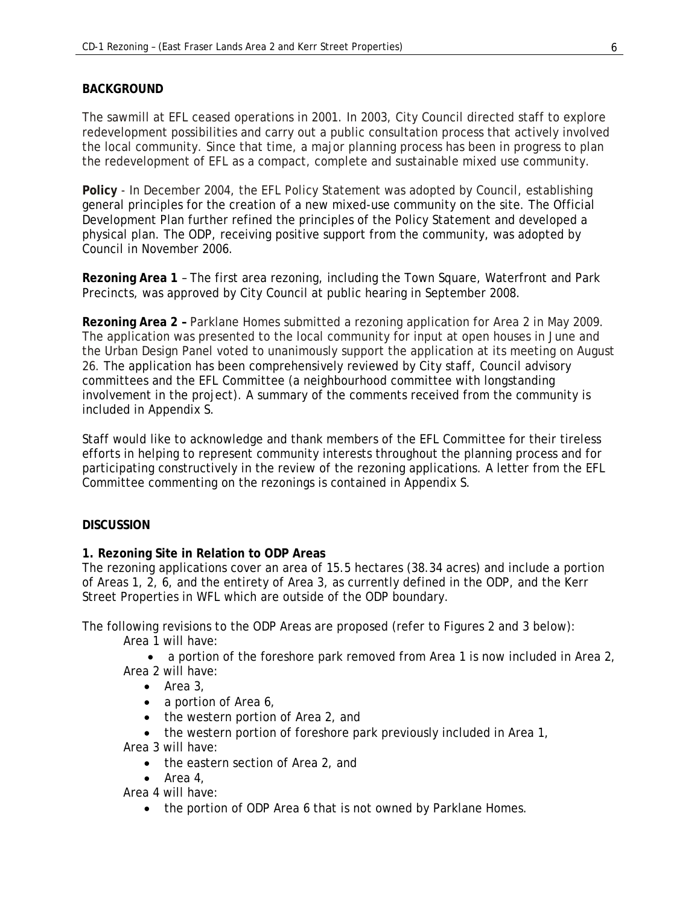## BACKGROUND

The sawmill at EFL ceased operations in 2001. In 2003, City Council directed staff to explore redevelopment possibilities and carry out a public consultation process that actively involved the local community. Since that time, a major planning process has been in progress to plan the redevelopment of EFL as a compact, complete and sustainable mixed use community.

**Policy** - In December 2004, the EFL Policy Statement was adopted by Council, establishing general principles for the creation of a new mixed-use community on the site. The Official Development Plan further refined the principles of the Policy Statement and developed a physical plan. The ODP, receiving positive support from the community, was adopted by Council in November 2006.

**Rezoning Area 1** – The first area rezoning, including the Town Square, Waterfront and Park Precincts, was approved by City Council at public hearing in September 2008.

**Rezoning Area 2 –** Parklane Homes submitted a rezoning application for Area 2 in May 2009. The application was presented to the local community for input at open houses in June and the Urban Design Panel voted to unanimously support the application at its meeting on August 26. The application has been comprehensively reviewed by City staff, Council advisory committees and the EFL Committee (a neighbourhood committee with longstanding involvement in the project). A summary of the comments received from the community is included in Appendix S.

Staff would like to acknowledge and thank members of the EFL Committee for their tireless efforts in helping to represent community interests throughout the planning process and for participating constructively in the review of the rezoning applications. A letter from the EFL Committee commenting on the rezonings is contained in Appendix S.

## DISCUSSION

### 1. Rezoning Site in Relation to ODP Areas

The rezoning applications cover an area of 15.5 hectares (38.34 acres) and include a portion of Areas 1, 2, 6, and the entirety of Area 3, as currently defined in the ODP, and the Kerr Street Properties in WFL which are outside of the ODP boundary.

The following revisions to the ODP Areas are proposed (refer to Figures 2 and 3 below):

Area 1 will have:

- a portion of the foreshore park removed from Area 1 is now included in Area 2,

Area 2 will have:

- Area 3,
- a portion of Area 6,
- the western portion of Area 2, and
- the western portion of foreshore park previously included in Area 1,

Area 3 will have:

- the eastern section of Area 2, and
- Area 4,

Area 4 will have:

- the portion of ODP Area 6 that is not owned by Parklane Homes.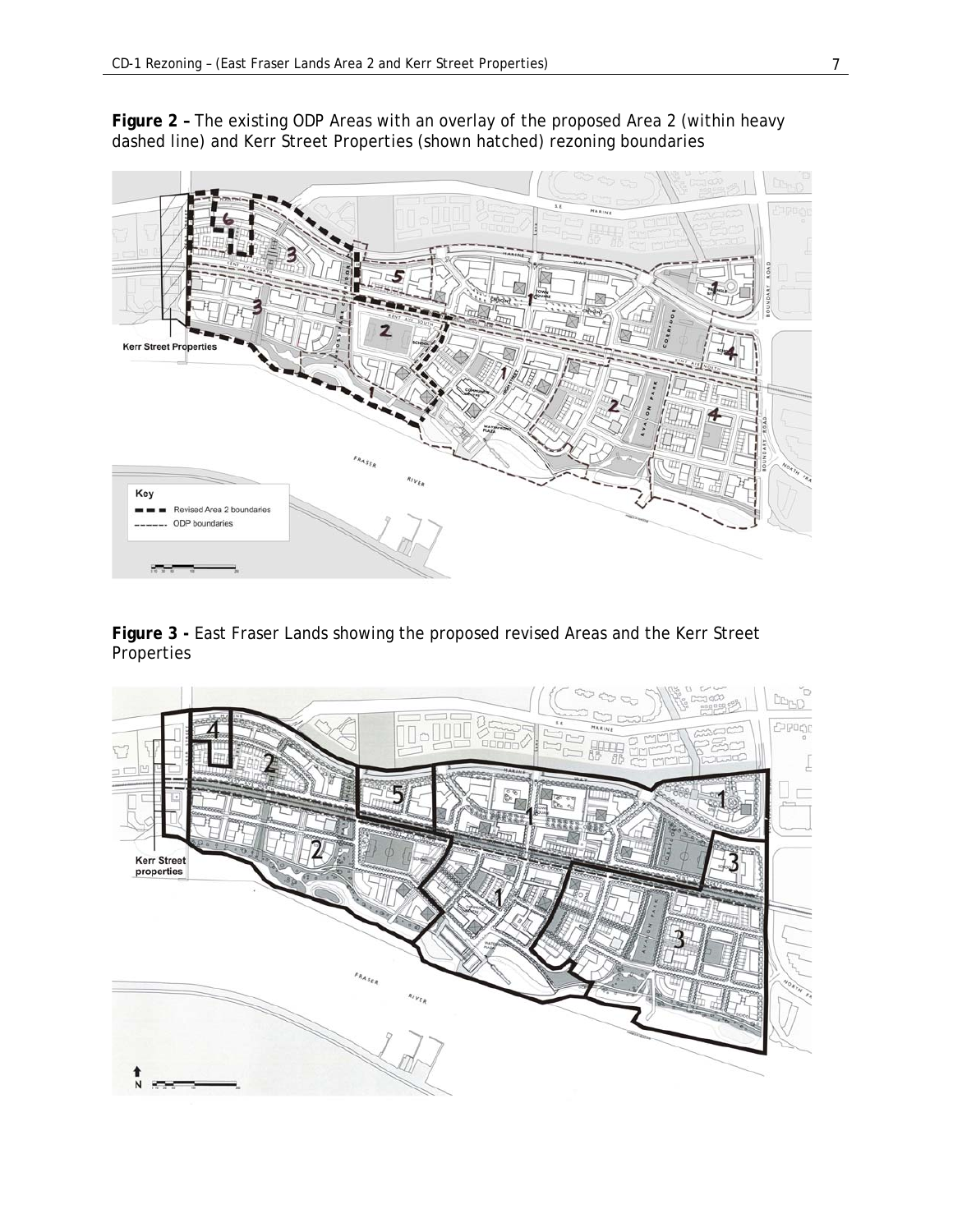**Figure 2 –** The existing ODP Areas with an overlay of the proposed Area 2 (within heavy dashed line) and Kerr Street Properties (shown hatched) rezoning boundaries

**Figure 3 -** East Fraser Lands showing the proposed revised Areas and the Kerr Street Properties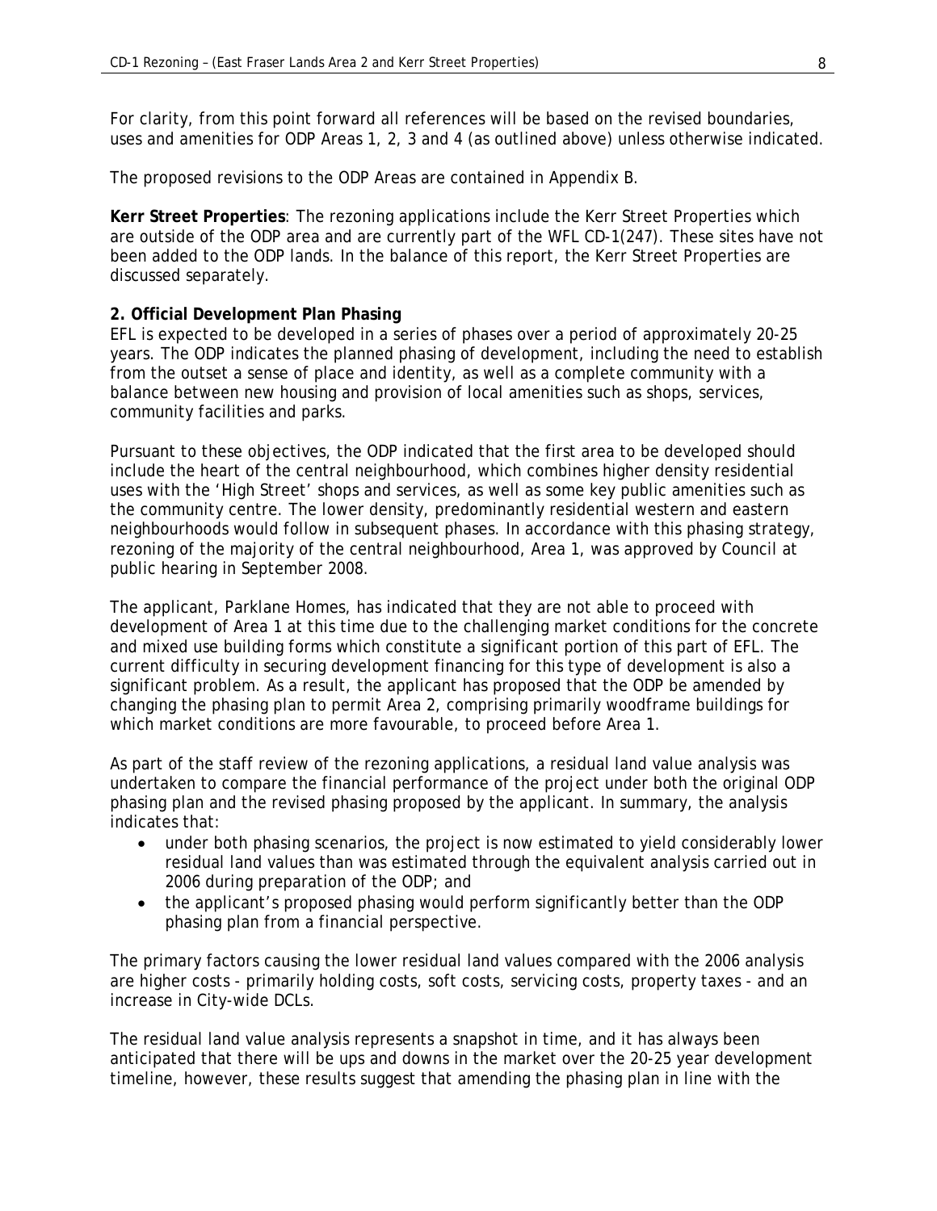For clarity, from this point forward all references will be based on the revised boundaries, uses and amenities for ODP Areas 1, 2, 3 and 4 (as outlined above) unless otherwise indicated.

The proposed revisions to the ODP Areas are contained in Appendix B.

**Kerr Street Properties**: The rezoning applications include the Kerr Street Properties which are outside of the ODP area and are currently part of the WFL CD-1(247). These sites have not been added to the ODP lands. In the balance of this report, the Kerr Street Properties are discussed separately.

**2. Official Development Plan Phasing**

EFL is expected to be developed in a series of phases over a period of approximately 20-25 years. The ODP indicates the planned phasing of development, including the need to establish from the outset a sense of place and identity, as well as a complete community with a balance between new housing and provision of local amenities such as shops, services, community facilities and parks.

Pursuant to these objectives, the ODP indicated that the first area to be developed should include the heart of the central neighbourhood, which combines higher density residential uses with the 'High Street' shops and services, as well as some key public amenities such as the community centre. The lower density, predominantly residential western and eastern neighbourhoods would follow in subsequent phases. In accordance with this phasing strategy, rezoning of the majority of the central neighbourhood, Area 1, was approved by Council at public hearing in September 2008.

The applicant, Parklane Homes, has indicated that they are not able to proceed with development of Area 1 at this time due to the challenging market conditions for the concrete and mixed use building forms which constitute a significant portion of this part of EFL. The current difficulty in securing development financing for this type of development is also a significant problem. As a result, the applicant has proposed that the ODP be amended by changing the phasing plan to permit Area 2, comprising primarily woodframe buildings for which market conditions are more favourable, to proceed before Area 1.

As part of the staff review of the rezoning applications, a residual land value analysis was undertaken to compare the financial performance of the project under both the original ODP phasing plan and the revised phasing proposed by the applicant. In summary, the analysis indicates that:

- under both phasing scenarios, the project is now estimated to yield considerably lower residual land values than was estimated through the equivalent analysis carried out in 2006 during preparation of the ODP; and
- the applicant's proposed phasing would perform significantly better than the ODP phasing plan from a financial perspective.

The primary factors causing the lower residual land values compared with the 2006 analysis are higher costs - primarily holding costs, soft costs, servicing costs, property taxes - and an increase in City-wide DCLs.

The residual land value analysis represents a snapshot in time, and it has always been anticipated that there will be ups and downs in the market over the 20-25 year development timeline, however, these results suggest that amending the phasing plan in line with the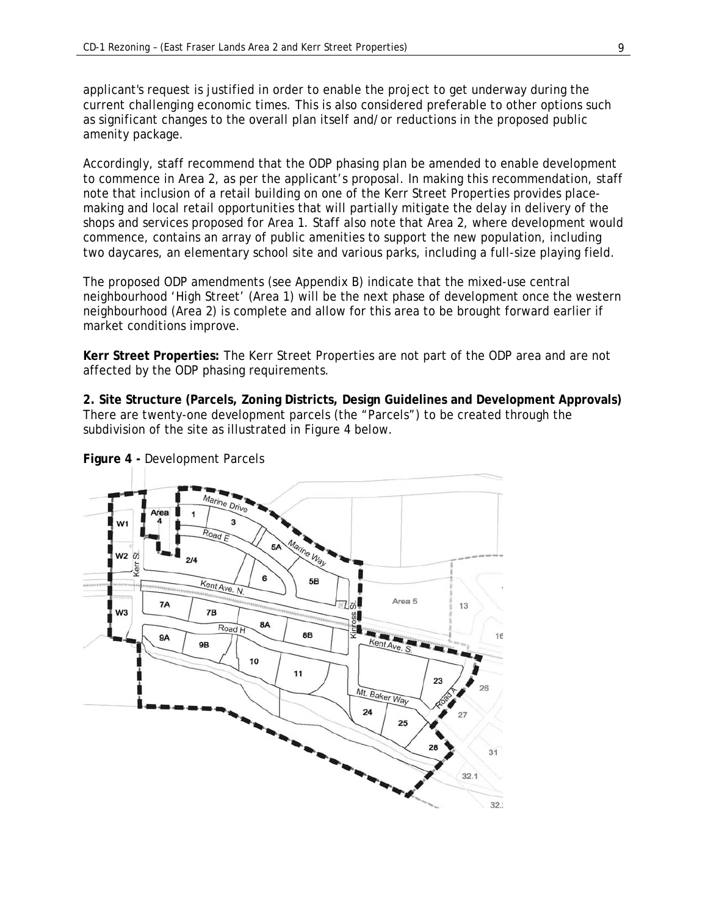applicant's request is justified in order to enable the project to get underway during the current challenging economic times. This is also considered preferable to other options such as significant changes to the overall plan itself and/or reductions in the proposed public amenity package.

Accordingly, staff recommend that the ODP phasing plan be amended to enable development to commence in Area 2, as per the applicant's proposal. In making this recommendation, staff note that inclusion of a retail building on one of the Kerr Street Properties provides place-making and local retail opportunities that will partially mitigate the delay in delivery of the shops and services proposed for Area 1. Staff also note that Area 2, where development would commence, contains an array of public amenities to support the new population, including two daycares, an elementary school site and various parks, including a full-size playing field.

The proposed ODP amendments (see Appendix B) indicate that the mixed-use central neighbourhood 'High Street' (Area 1) will be the next phase of development once the western neighbourhood (Area 2) is complete and allow for this area to be brought forward earlier if market conditions improve.

**Kerr Street Properties:** The Kerr Street Properties are not part of the ODP area and are not affected by the ODP phasing requirements.

**2. Site Structure (Parcels, Zoning Districts, Design Guidelines and Development Approvals)**
There are twenty-one development parcels (the "Parcels") to be created through the subdivision of the site as illustrated in Figure 4 below.

**Figure 4 -** Development Parcels

Marine Drive
Area 4
1
3
W1
Road E
5A
Marine Way
W2
Kerr St.
2/4
6
5B
Kent Ave. N.
Area 5
13
7A
7B
W3
Kinross St.
8A
Road H
8B
16
9A
9B
Kent Ave. S.
10
11
23
26
Mt. Baker Way
Road A
24
25
27
28
31
32.1
32.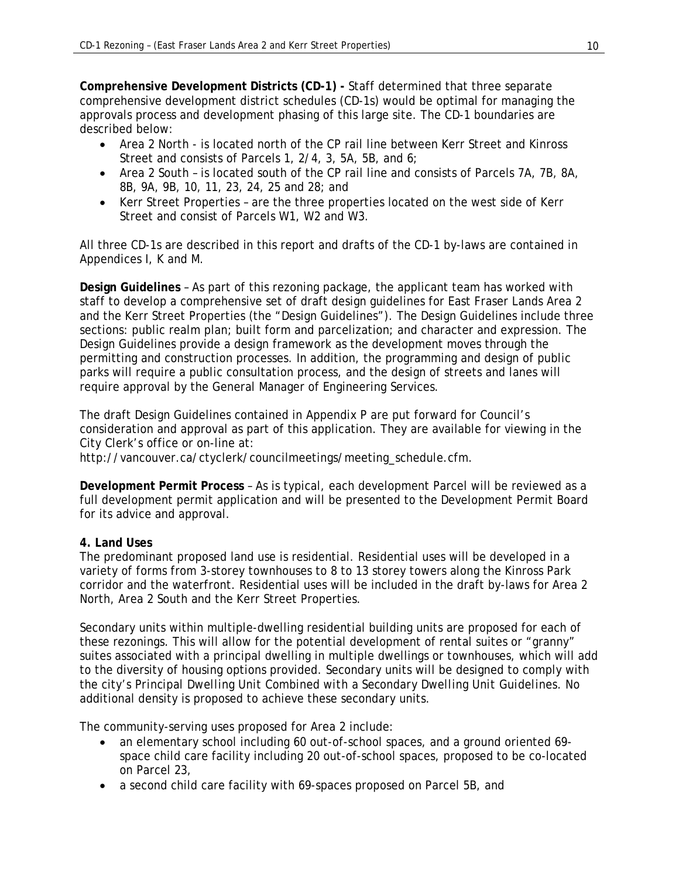**Comprehensive Development Districts (CD-1) -** Staff determined that three separate comprehensive development district schedules (CD-1s) would be optimal for managing the approvals process and development phasing of this large site. The CD-1 boundaries are described below:

- Area 2 North - is located north of the CP rail line between Kerr Street and Kinross Street and consists of Parcels 1, 2/4, 3, 5A, 5B, and 6;
- Area 2 South – is located south of the CP rail line and consists of Parcels 7A, 7B, 8A, 8B, 9A, 9B, 10, 11, 23, 24, 25 and 28; and
- Kerr Street Properties – are the three properties located on the west side of Kerr Street and consist of Parcels W1, W2 and W3.

All three CD-1s are described in this report and drafts of the CD-1 by-laws are contained in Appendices I, K and M.

**Design Guidelines** – As part of this rezoning package, the applicant team has worked with staff to develop a comprehensive set of draft design guidelines for East Fraser Lands Area 2 and the Kerr Street Properties (the "Design Guidelines"). The Design Guidelines include three sections: public realm plan; built form and parcelization; and character and expression. The Design Guidelines provide a design framework as the development moves through the permitting and construction processes. In addition, the programming and design of public parks will require a public consultation process, and the design of streets and lanes will require approval by the General Manager of Engineering Services.

The draft Design Guidelines contained in Appendix P are put forward for Council's consideration and approval as part of this application. They are available for viewing in the City Clerk's office or on-line at:
http://vancouver.ca/ctyclerk/councilmeetings/meeting_schedule.cfm.

**Development Permit Process** – As is typical, each development Parcel will be reviewed as a full development permit application and will be presented to the Development Permit Board for its advice and approval.

**4. Land Uses**

The predominant proposed land use is residential. Residential uses will be developed in a variety of forms from 3-storey townhouses to 8 to 13 storey towers along the Kinross Park corridor and the waterfront. Residential uses will be included in the draft by-laws for Area 2 North, Area 2 South and the Kerr Street Properties.

Secondary units within multiple-dwelling residential building units are proposed for each of these rezonings. This will allow for the potential development of rental suites or "granny" suites associated with a principal dwelling in multiple dwellings or townhouses, which will add to the diversity of housing options provided. Secondary units will be designed to comply with the city's *Principal Dwelling Unit Combined with a Secondary Dwelling Unit Guidelines*. No additional density is proposed to achieve these secondary units.

The community-serving uses proposed for Area 2 include:

- an elementary school including 60 out-of-school spaces, and a ground oriented 69-space child care facility including 20 out-of-school spaces, proposed to be co-located on Parcel 23,
- a second child care facility with 69-spaces proposed on Parcel 5B, and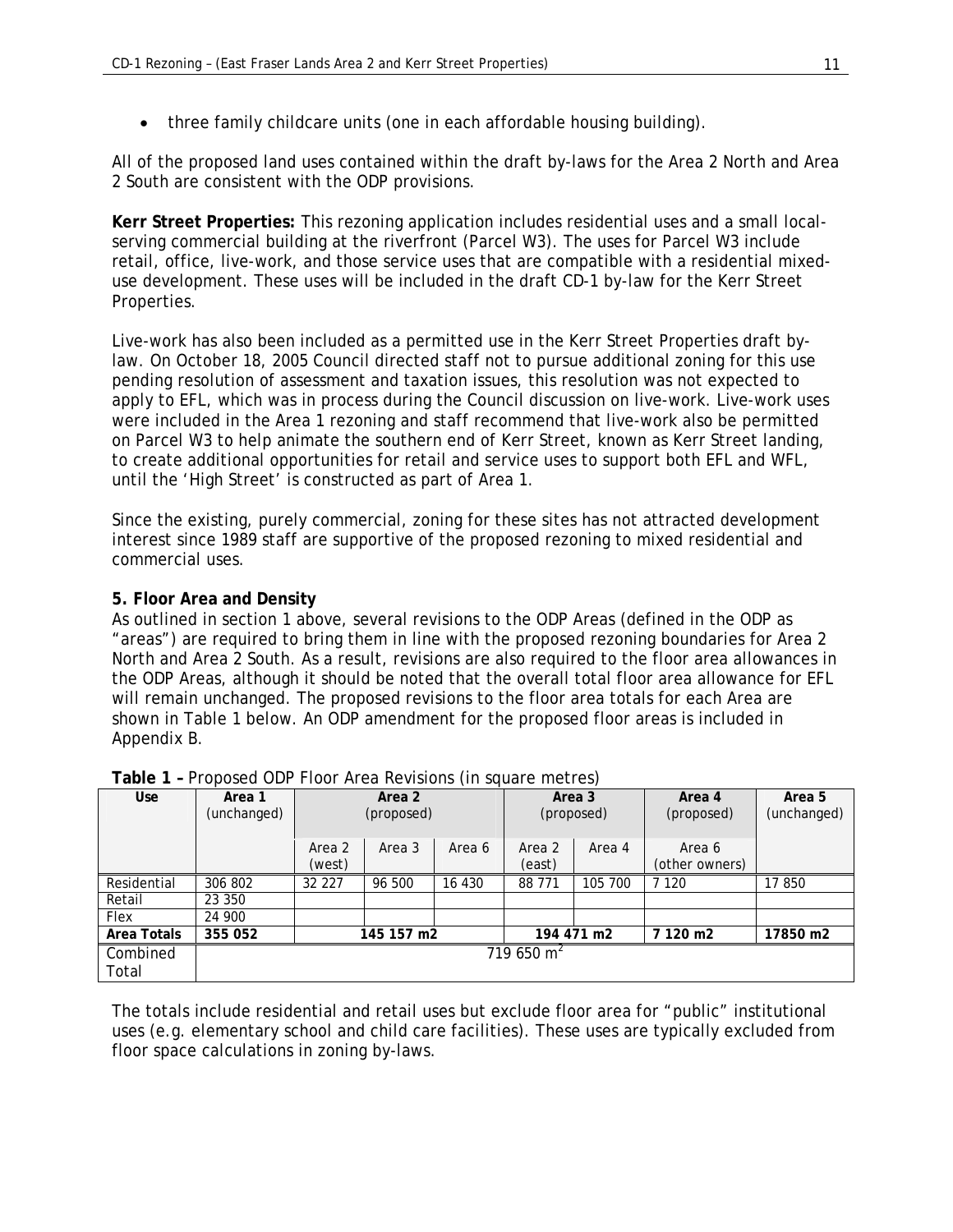- three family childcare units (one in each affordable housing building).

All of the proposed land uses contained within the draft by-laws for the Area 2 North and Area 2 South are consistent with the ODP provisions.

**Kerr Street Properties:** This rezoning application includes residential uses and a small local-serving commercial building at the riverfront (Parcel W3). The uses for Parcel W3 include retail, office, live-work, and those service uses that are compatible with a residential mixed-use development. These uses will be included in the draft CD-1 by-law for the Kerr Street Properties.

Live-work has also been included as a permitted use in the Kerr Street Properties draft by-law. On October 18, 2005 Council directed staff not to pursue additional zoning for this use pending resolution of assessment and taxation issues, this resolution was not expected to apply to EFL, which was in process during the Council discussion on live-work. Live-work uses were included in the Area 1 rezoning and staff recommend that live-work also be permitted on Parcel W3 to help animate the southern end of Kerr Street, known as Kerr Street landing, to create additional opportunities for retail and service uses to support both EFL and WFL, until the 'High Street' is constructed as part of Area 1.

Since the existing, purely commercial, zoning for these sites has not attracted development interest since 1989 staff are supportive of the proposed rezoning to mixed residential and commercial uses.

**5. Floor Area and Density**

As outlined in section 1 above, several revisions to the ODP Areas (defined in the ODP as "areas") are required to bring them in line with the proposed rezoning boundaries for Area 2 North and Area 2 South. As a result, revisions are also required to the floor area allowances in the ODP Areas, although it should be noted that the overall total floor area allowance for EFL will remain unchanged. The proposed revisions to the floor area totals for each Area are shown in Table 1 below. An ODP amendment for the proposed floor areas is included in Appendix B.

**Table 1 –** Proposed ODP Floor Area Revisions (in square metres)

| Use | Area 1 (unchanged) | Area 2 (proposed) | | | Area 3 (proposed) | | Area 4 (proposed) | Area 5 (unchanged) |
|---|---|---|---|---|---|---|---|---|
| | | Area 2 (west) | Area 3 | Area 6 | Area 2 (east) | Area 4 | Area 6 (other owners) | |
| Residential | 306 802 | 32 227 | 96 500 | 16 430 | 88 771 | 105 700 | 7 120 | 17 850 |
| Retail | 23 350 | | | | | | | |
| Flex | 24 900 | | | | | | | |
| **Area Totals** | **355 052** | **145 157 m2** | | | **194 471 m2** | | **7 120 m2** | **17850 m2** |
| Combined Total | 719 650 $m^2$ | | | | | | | |

The totals include residential and retail uses but exclude floor area for "public" institutional uses (e.g. elementary school and child care facilities). These uses are typically excluded from floor space calculations in zoning by-laws.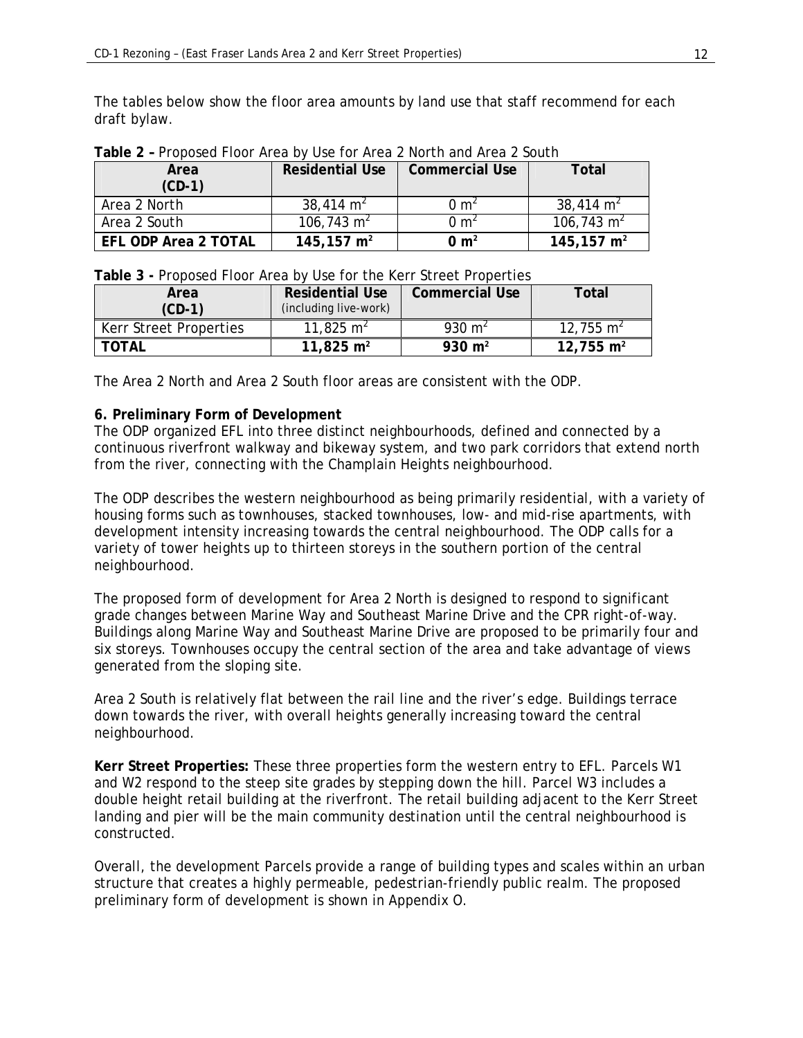The tables below show the floor area amounts by land use that staff recommend for each draft bylaw.

**Table 2 –** Proposed Floor Area by Use for Area 2 North and Area 2 South

| Area (CD-1) | Residential Use | Commercial Use | Total |
|---|---|---|---|
| Area 2 North | 38,414 $m^2$ | 0 $m^2$ | 38,414 $m^2$ |
| Area 2 South | 106,743 $m^2$ | 0 $m^2$ | 106,743 $m^2$ |
| **EFL ODP Area 2 TOTAL** | **145,157 $m^2$** | **0 $m^2$** | **145,157 $m^2$** |

**Table 3 -** Proposed Floor Area by Use for the Kerr Street Properties

| Area (CD-1) | Residential Use (including live-work) | Commercial Use | Total |
|---|---|---|---|
| Kerr Street Properties | 11,825 $m^2$ | 930 $m^2$ | 12,755 $m^2$ |
| **TOTAL** | **11,825 $m^2$** | **930 $m^2$** | **12,755 $m^2$** |

The Area 2 North and Area 2 South floor areas are consistent with the ODP.

**6. Preliminary Form of Development**

The ODP organized EFL into three distinct neighbourhoods, defined and connected by a continuous riverfront walkway and bikeway system, and two park corridors that extend north from the river, connecting with the Champlain Heights neighbourhood.

The ODP describes the western neighbourhood as being primarily residential, with a variety of housing forms such as townhouses, stacked townhouses, low- and mid-rise apartments, with development intensity increasing towards the central neighbourhood. The ODP calls for a variety of tower heights up to thirteen storeys in the southern portion of the central neighbourhood.

The proposed form of development for Area 2 North is designed to respond to significant grade changes between Marine Way and Southeast Marine Drive and the CPR right-of-way. Buildings along Marine Way and Southeast Marine Drive are proposed to be primarily four and six storeys. Townhouses occupy the central section of the area and take advantage of views generated from the sloping site.

Area 2 South is relatively flat between the rail line and the river's edge. Buildings terrace down towards the river, with overall heights generally increasing toward the central neighbourhood.

**Kerr Street Properties:** These three properties form the western entry to EFL. Parcels W1 and W2 respond to the steep site grades by stepping down the hill. Parcel W3 includes a double height retail building at the riverfront. The retail building adjacent to the Kerr Street landing and pier will be the main community destination until the central neighbourhood is constructed.

Overall, the development Parcels provide a range of building types and scales within an urban structure that creates a highly permeable, pedestrian-friendly public realm. The proposed preliminary form of development is shown in Appendix O.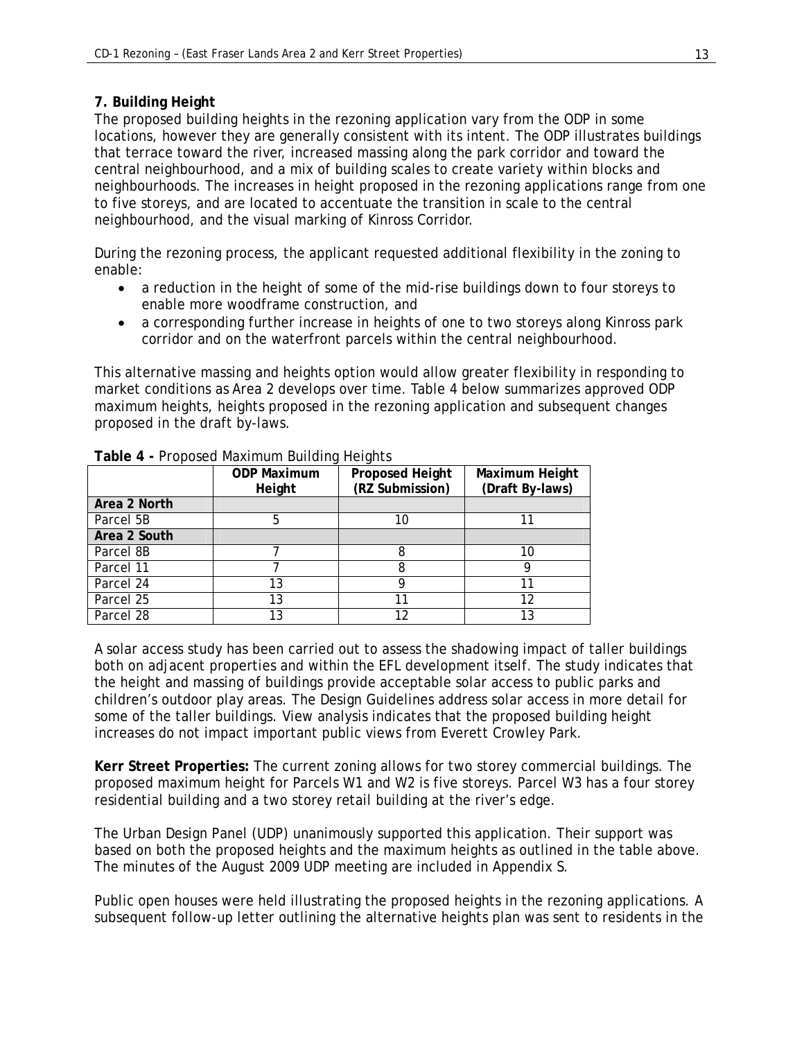### 7. Building Height

The proposed building heights in the rezoning application vary from the ODP in some locations, however they are generally consistent with its intent. The ODP illustrates buildings that terrace toward the river, increased massing along the park corridor and toward the central neighbourhood, and a mix of building scales to create variety within blocks and neighbourhoods. The increases in height proposed in the rezoning applications range from one to five storeys, and are located to accentuate the transition in scale to the central neighbourhood, and the visual marking of Kinross Corridor.

During the rezoning process, the applicant requested additional flexibility in the zoning to enable:

- a reduction in the height of some of the mid-rise buildings down to four storeys to enable more woodframe construction, and
- a corresponding further increase in heights of one to two storeys along Kinross park corridor and on the waterfront parcels within the central neighbourhood.

This alternative massing and heights option would allow greater flexibility in responding to market conditions as Area 2 develops over time. Table 4 below summarizes approved ODP maximum heights, heights proposed in the rezoning application and subsequent changes proposed in the draft by-laws.

**Table 4 -** Proposed Maximum Building Heights

| | ODP Maximum Height | Proposed Height (RZ Submission) | Maximum Height (Draft By-laws) |
|---|---|---|---|
| **Area 2 North** | | | |
| Parcel 5B | 5 | 10 | 11 |
| **Area 2 South** | | | |
| Parcel 8B | 7 | 8 | 10 |
| Parcel 11 | 7 | 8 | 9 |
| Parcel 24 | 13 | 9 | 11 |
| Parcel 25 | 13 | 11 | 12 |
| Parcel 28 | 13 | 12 | 13 |

A solar access study has been carried out to assess the shadowing impact of taller buildings both on adjacent properties and within the EFL development itself. The study indicates that the height and massing of buildings provide acceptable solar access to public parks and children's outdoor play areas. The Design Guidelines address solar access in more detail for some of the taller buildings. View analysis indicates that the proposed building height increases do not impact important public views from Everett Crowley Park.

**Kerr Street Properties:** The current zoning allows for two storey commercial buildings. The proposed maximum height for Parcels W1 and W2 is five storeys. Parcel W3 has a four storey residential building and a two storey retail building at the river's edge.

The Urban Design Panel (UDP) unanimously supported this application. Their support was based on both the proposed heights and the maximum heights as outlined in the table above. The minutes of the August 2009 UDP meeting are included in Appendix S.

Public open houses were held illustrating the proposed heights in the rezoning applications. A subsequent follow-up letter outlining the alternative heights plan was sent to residents in the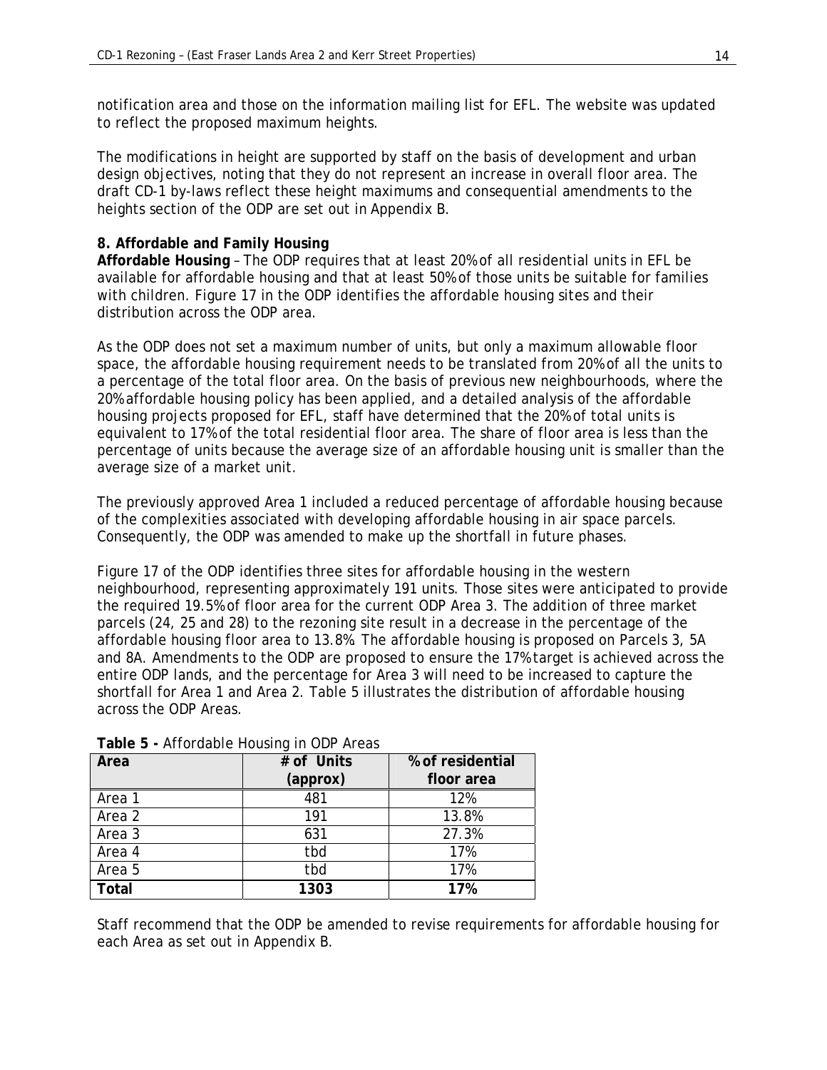notification area and those on the information mailing list for EFL. The website was updated to reflect the proposed maximum heights.

The modifications in height are supported by staff on the basis of development and urban design objectives, noting that they do not represent an increase in overall floor area. The draft CD-1 by-laws reflect these height maximums and consequential amendments to the heights section of the ODP are set out in Appendix B.

**8. Affordable and Family Housing**

**Affordable Housing** – The ODP requires that at least 20% of all residential units in EFL be available for affordable housing and that at least 50% of those units be suitable for families with children. Figure 17 in the ODP identifies the affordable housing sites and their distribution across the ODP area.

As the ODP does not set a maximum number of units, but only a maximum allowable floor space, the affordable housing requirement needs to be translated from 20% of all the units to a percentage of the total floor area. On the basis of previous new neighbourhoods, where the 20% affordable housing policy has been applied, and a detailed analysis of the affordable housing projects proposed for EFL, staff have determined that the 20% of total units is equivalent to 17% of the total residential floor area. The share of floor area is less than the percentage of units because the average size of an affordable housing unit is smaller than the average size of a market unit.

The previously approved Area 1 included a reduced percentage of affordable housing because of the complexities associated with developing affordable housing in air space parcels. Consequently, the ODP was amended to make up the shortfall in future phases.

Figure 17 of the ODP identifies three sites for affordable housing in the western neighbourhood, representing approximately 191 units. Those sites were anticipated to provide the required 19.5% of floor area for the current ODP Area 3. The addition of three market parcels (24, 25 and 28) to the rezoning site result in a decrease in the percentage of the affordable housing floor area to 13.8%. The affordable housing is proposed on Parcels 3, 5A and 8A. Amendments to the ODP are proposed to ensure the 17% target is achieved across the entire ODP lands, and the percentage for Area 3 will need to be increased to capture the shortfall for Area 1 and Area 2. Table 5 illustrates the distribution of affordable housing across the ODP Areas.

**Table 5 -** Affordable Housing in ODP Areas

| Area | # of Units (approx) | % of residential floor area |
|---|---|---|
| Area 1 | 481 | 12% |
| Area 2 | 191 | 13.8% |
| Area 3 | 631 | 27.3% |
| Area 4 | tbd | 17% |
| Area 5 | tbd | 17% |
| **Total** | **1303** | **17%** |

Staff recommend that the ODP be amended to revise requirements for affordable housing for each Area as set out in Appendix B.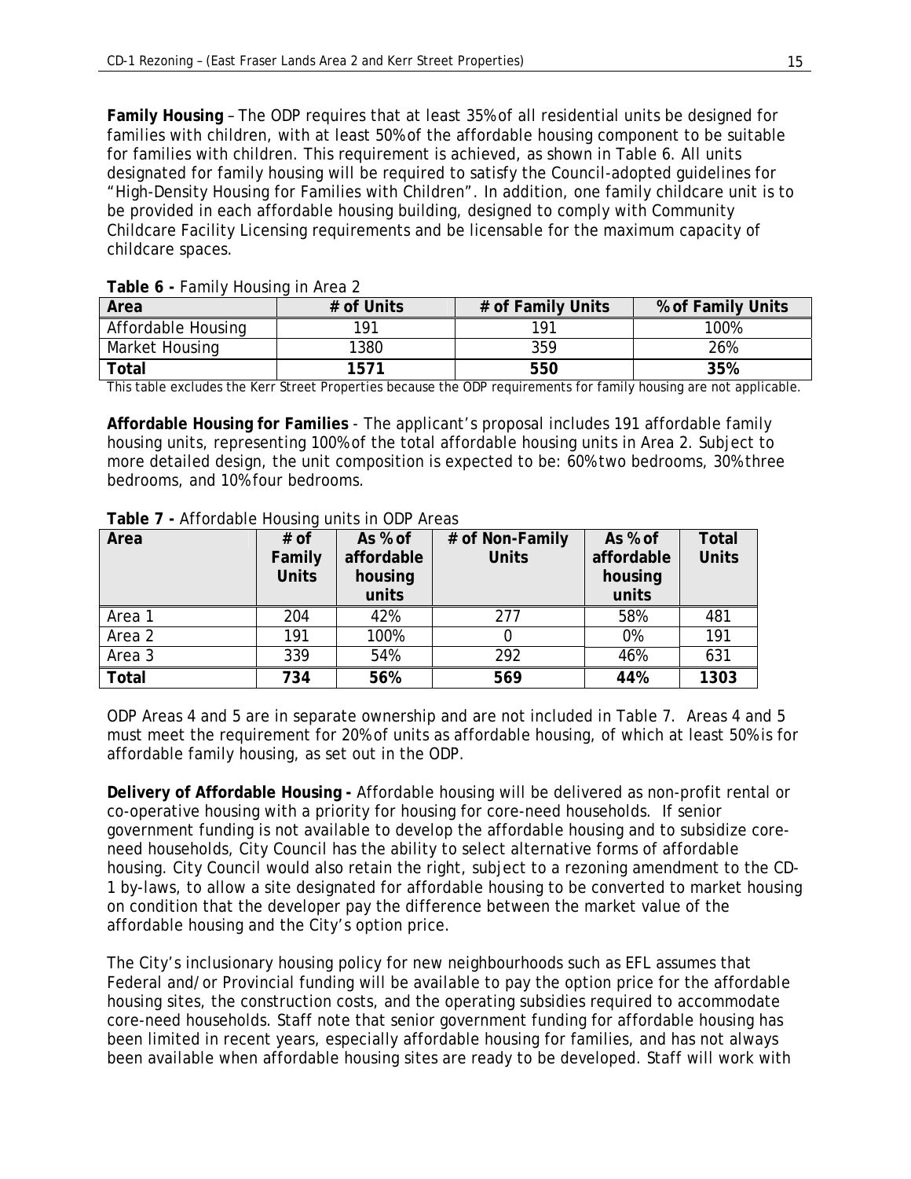**Family Housing** – The ODP requires that at least 35% of all residential units be designed for families with children, with at least 50% of the affordable housing component to be suitable for families with children. This requirement is achieved, as shown in Table 6. All units designated for family housing will be required to satisfy the Council-adopted guidelines for "High-Density Housing for Families with Children". In addition, one family childcare unit is to be provided in each affordable housing building, designed to comply with Community Childcare Facility Licensing requirements and be licensable for the maximum capacity of childcare spaces.

**Table 6 -** Family Housing in Area 2

| Area | # of Units | # of Family Units | % of Family Units |
|---|---|---|---|
| Affordable Housing | 191 | 191 | 100% |
| Market Housing | 1380 | 359 | 26% |
| **Total** | **1571** | **550** | **35%** |

This table excludes the Kerr Street Properties because the ODP requirements for family housing are not applicable.

**Affordable Housing for Families** - The applicant's proposal includes 191 affordable family housing units, representing 100% of the total affordable housing units in Area 2. Subject to more detailed design, the unit composition is expected to be: 60% two bedrooms, 30% three bedrooms, and 10% four bedrooms.

**Table 7 -** Affordable Housing units in ODP Areas

| Area | # of Family Units | As % of affordable housing units | # of Non-Family Units | As % of affordable housing units | Total Units |
|---|---|---|---|---|---|
| Area 1 | 204 | 42% | 277 | 58% | 481 |
| Area 2 | 191 | 100% | 0 | 0% | 191 |
| Area 3 | 339 | 54% | 292 | 46% | 631 |
| **Total** | **734** | **56%** | **569** | **44%** | **1303** |

ODP Areas 4 and 5 are in separate ownership and are not included in Table 7. Areas 4 and 5 must meet the requirement for 20% of units as affordable housing, of which at least 50% is for affordable family housing, as set out in the ODP.

**Delivery of Affordable Housing -** Affordable housing will be delivered as non-profit rental or co-operative housing with a priority for housing for core-need households. If senior government funding is not available to develop the affordable housing and to subsidize core-need households, City Council has the ability to select alternative forms of affordable housing. City Council would also retain the right, subject to a rezoning amendment to the CD-1 by-laws, to allow a site designated for affordable housing to be converted to market housing on condition that the developer pay the difference between the market value of the affordable housing and the City's option price.

The City's inclusionary housing policy for new neighbourhoods such as EFL assumes that Federal and/or Provincial funding will be available to pay the option price for the affordable housing sites, the construction costs, and the operating subsidies required to accommodate core-need households. Staff note that senior government funding for affordable housing has been limited in recent years, especially affordable housing for families, and has not always been available when affordable housing sites are ready to be developed. Staff will work with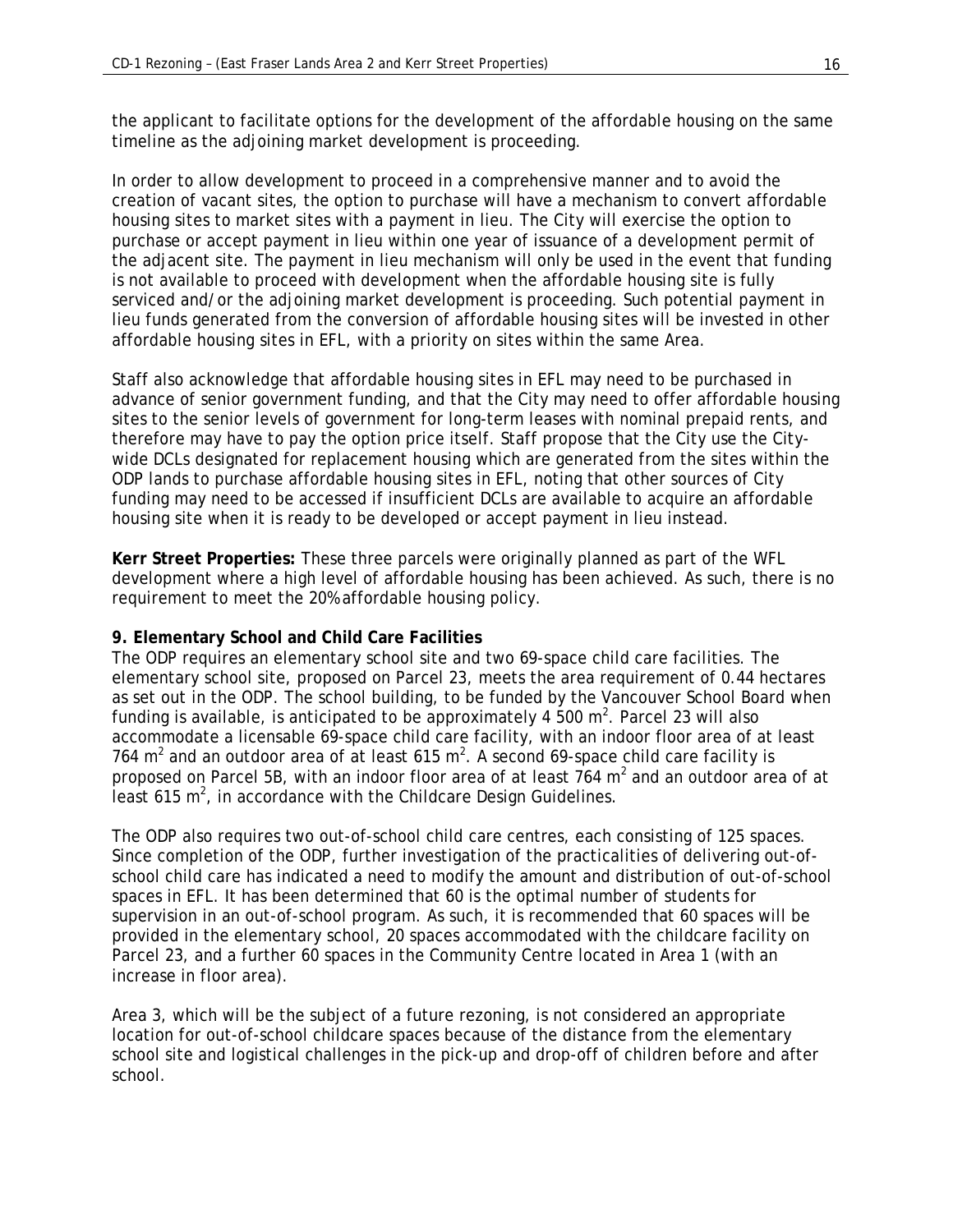the applicant to facilitate options for the development of the affordable housing on the same timeline as the adjoining market development is proceeding.

In order to allow development to proceed in a comprehensive manner and to avoid the creation of vacant sites, the option to purchase will have a mechanism to convert affordable housing sites to market sites with a payment in lieu. The City will exercise the option to purchase or accept payment in lieu within one year of issuance of a development permit of the adjacent site. The payment in lieu mechanism will only be used in the event that funding is not available to proceed with development when the affordable housing site is fully serviced and/or the adjoining market development is proceeding. Such potential payment in lieu funds generated from the conversion of affordable housing sites will be invested in other affordable housing sites in EFL, with a priority on sites within the same Area.

Staff also acknowledge that affordable housing sites in EFL may need to be purchased in advance of senior government funding, and that the City may need to offer affordable housing sites to the senior levels of government for long-term leases with nominal prepaid rents, and therefore may have to pay the option price itself. Staff propose that the City use the City-wide DCLs designated for replacement housing which are generated from the sites within the ODP lands to purchase affordable housing sites in EFL, noting that other sources of City funding may need to be accessed if insufficient DCLs are available to acquire an affordable housing site when it is ready to be developed or accept payment in lieu instead.

**Kerr Street Properties:** These three parcels were originally planned as part of the WFL development where a high level of affordable housing has been achieved. As such, there is no requirement to meet the 20% affordable housing policy.

**9. Elementary School and Child Care Facilities**

The ODP requires an elementary school site and two 69-space child care facilities. The elementary school site, proposed on Parcel 23, meets the area requirement of 0.44 hectares as set out in the ODP. The school building, to be funded by the Vancouver School Board when funding is available, is anticipated to be approximately 4 500 $m^2$. Parcel 23 will also accommodate a licensable 69-space child care facility, with an indoor floor area of at least 764 $m^2$ and an outdoor area of at least 615 $m^2$. A second 69-space child care facility is proposed on Parcel 5B, with an indoor floor area of at least 764 $m^2$ and an outdoor area of at least 615 $m^2$, in accordance with the Childcare Design Guidelines.

The ODP also requires two out-of-school child care centres, each consisting of 125 spaces. Since completion of the ODP, further investigation of the practicalities of delivering out-of-school child care has indicated a need to modify the amount and distribution of out-of-school spaces in EFL. It has been determined that 60 is the optimal number of students for supervision in an out-of-school program. As such, it is recommended that 60 spaces will be provided in the elementary school, 20 spaces accommodated with the childcare facility on Parcel 23, and a further 60 spaces in the Community Centre located in Area 1 (with an increase in floor area).

Area 3, which will be the subject of a future rezoning, is not considered an appropriate location for out-of-school childcare spaces because of the distance from the elementary school site and logistical challenges in the pick-up and drop-off of children before and after school.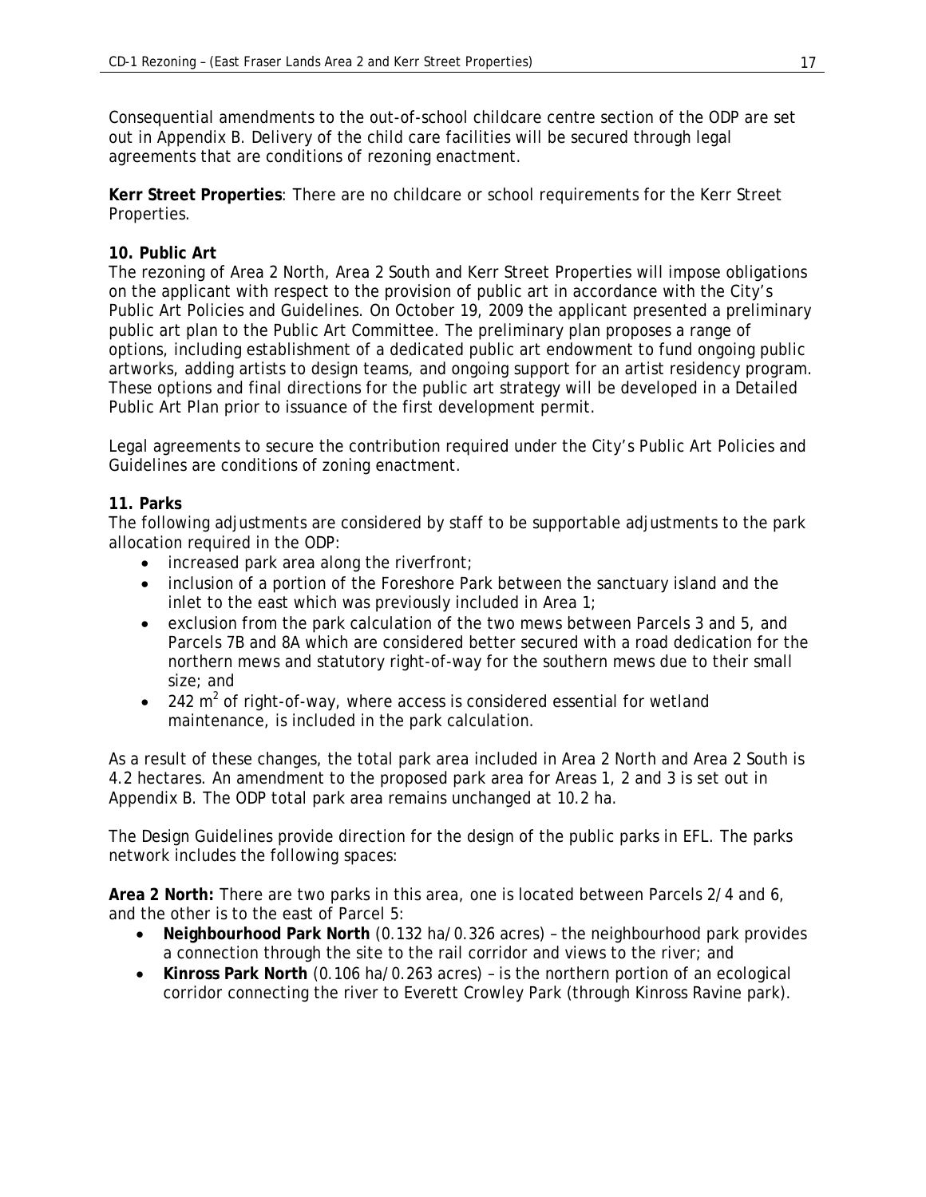Consequential amendments to the out-of-school childcare centre section of the ODP are set out in Appendix B. Delivery of the child care facilities will be secured through legal agreements that are conditions of rezoning enactment.

**Kerr Street Properties**: There are no childcare or school requirements for the Kerr Street Properties.

**10. Public Art**

The rezoning of Area 2 North, Area 2 South and Kerr Street Properties will impose obligations on the applicant with respect to the provision of public art in accordance with the City's Public Art Policies and Guidelines. On October 19, 2009 the applicant presented a preliminary public art plan to the Public Art Committee. The preliminary plan proposes a range of options, including establishment of a dedicated public art endowment to fund ongoing public artworks, adding artists to design teams, and ongoing support for an artist residency program. These options and final directions for the public art strategy will be developed in a Detailed Public Art Plan prior to issuance of the first development permit.

Legal agreements to secure the contribution required under the City's Public Art Policies and Guidelines are conditions of zoning enactment.

**11. Parks**

The following adjustments are considered by staff to be supportable adjustments to the park allocation required in the ODP:

- increased park area along the riverfront;
- inclusion of a portion of the Foreshore Park between the sanctuary island and the inlet to the east which was previously included in Area 1;
- exclusion from the park calculation of the two mews between Parcels 3 and 5, and Parcels 7B and 8A which are considered better secured with a road dedication for the northern mews and statutory right-of-way for the southern mews due to their small size; and
- 242 $m^2$ of right-of-way, where access is considered essential for wetland maintenance, is included in the park calculation.

As a result of these changes, the total park area included in Area 2 North and Area 2 South is 4.2 hectares. An amendment to the proposed park area for Areas 1, 2 and 3 is set out in Appendix B. The ODP total park area remains unchanged at 10.2 ha.

The Design Guidelines provide direction for the design of the public parks in EFL. The parks network includes the following spaces:

**Area 2 North:** There are two parks in this area, one is located between Parcels 2/4 and 6, and the other is to the east of Parcel 5:

- **Neighbourhood Park North** (0.132 ha/0.326 acres) – the neighbourhood park provides a connection through the site to the rail corridor and views to the river; and
- **Kinross Park North** (0.106 ha/0.263 acres) – is the northern portion of an ecological corridor connecting the river to Everett Crowley Park (through Kinross Ravine park).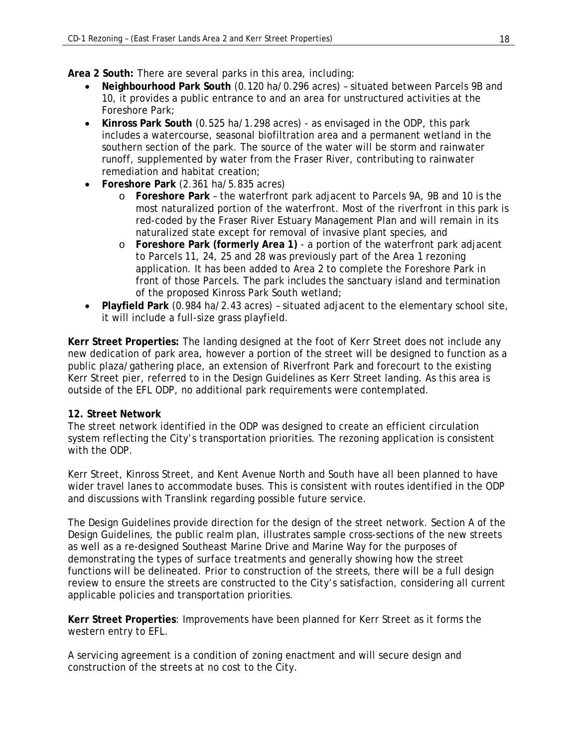**Area 2 South:** There are several parks in this area, including:

- **Neighbourhood Park South** (0.120 ha/0.296 acres) – situated between Parcels 9B and 10, it provides a public entrance to and an area for unstructured activities at the Foreshore Park;
- **Kinross Park South** (0.525 ha/1.298 acres) - as envisaged in the ODP, this park includes a watercourse, seasonal biofiltration area and a permanent wetland in the southern section of the park. The source of the water will be storm and rainwater runoff, supplemented by water from the Fraser River, contributing to rainwater remediation and habitat creation;
- **Foreshore Park** (2.361 ha/5.835 acres)
  - **Foreshore Park** – the waterfront park adjacent to Parcels 9A, 9B and 10 is the most naturalized portion of the waterfront. Most of the riverfront in this park is red-coded by the Fraser River Estuary Management Plan and will remain in its naturalized state except for removal of invasive plant species, and
  - **Foreshore Park (formerly Area 1)** - a portion of the waterfront park adjacent to Parcels 11, 24, 25 and 28 was previously part of the Area 1 rezoning application. It has been added to Area 2 to complete the Foreshore Park in front of those Parcels. The park includes the sanctuary island and termination of the proposed Kinross Park South wetland;
- **Playfield Park** (0.984 ha/2.43 acres) – situated adjacent to the elementary school site, it will include a full-size grass playfield.

**Kerr Street Properties:** The landing designed at the foot of Kerr Street does not include any new dedication of park area, however a portion of the street will be designed to function as a public plaza/gathering place, an extension of Riverfront Park and forecourt to the existing Kerr Street pier, referred to in the Design Guidelines as Kerr Street landing. As this area is outside of the EFL ODP, no additional park requirements were contemplated.

**12. Street Network**

The street network identified in the ODP was designed to create an efficient circulation system reflecting the City's transportation priorities. The rezoning application is consistent with the ODP.

Kerr Street, Kinross Street, and Kent Avenue North and South have all been planned to have wider travel lanes to accommodate buses. This is consistent with routes identified in the ODP and discussions with Translink regarding possible future service.

The Design Guidelines provide direction for the design of the street network. Section A of the Design Guidelines, the public realm plan, illustrates sample cross-sections of the new streets as well as a re-designed Southeast Marine Drive and Marine Way for the purposes of demonstrating the types of surface treatments and generally showing how the street functions will be delineated. Prior to construction of the streets, there will be a full design review to ensure the streets are constructed to the City's satisfaction, considering all current applicable policies and transportation priorities.

**Kerr Street Properties**: Improvements have been planned for Kerr Street as it forms the western entry to EFL.

A servicing agreement is a condition of zoning enactment and will secure design and construction of the streets at no cost to the City.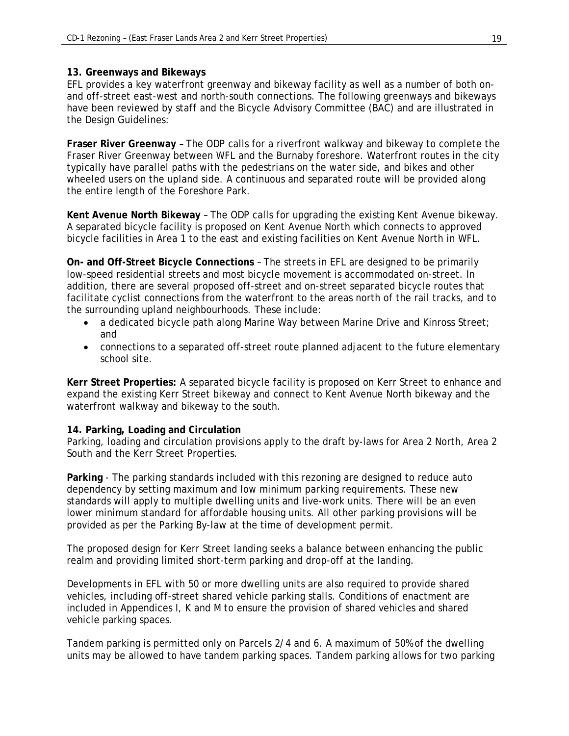**13. Greenways and Bikeways**

EFL provides a key waterfront greenway and bikeway facility as well as a number of both on- and off-street east-west and north-south connections. The following greenways and bikeways have been reviewed by staff and the Bicycle Advisory Committee (BAC) and are illustrated in the Design Guidelines:

**Fraser River Greenway** – The ODP calls for a riverfront walkway and bikeway to complete the Fraser River Greenway between WFL and the Burnaby foreshore. Waterfront routes in the city typically have parallel paths with the pedestrians on the water side, and bikes and other wheeled users on the upland side. A continuous and separated route will be provided along the entire length of the Foreshore Park.

**Kent Avenue North Bikeway** – The ODP calls for upgrading the existing Kent Avenue bikeway. A separated bicycle facility is proposed on Kent Avenue North which connects to approved bicycle facilities in Area 1 to the east and existing facilities on Kent Avenue North in WFL.

**On- and Off-Street Bicycle Connections** – The streets in EFL are designed to be primarily low-speed residential streets and most bicycle movement is accommodated on-street. In addition, there are several proposed off-street and on-street separated bicycle routes that facilitate cyclist connections from the waterfront to the areas north of the rail tracks, and to the surrounding upland neighbourhoods. These include:

- a dedicated bicycle path along Marine Way between Marine Drive and Kinross Street; and
- connections to a separated off-street route planned adjacent to the future elementary school site.

**Kerr Street Properties:** A separated bicycle facility is proposed on Kerr Street to enhance and expand the existing Kerr Street bikeway and connect to Kent Avenue North bikeway and the waterfront walkway and bikeway to the south.

**14. Parking, Loading and Circulation**

Parking, loading and circulation provisions apply to the draft by-laws for Area 2 North, Area 2 South and the Kerr Street Properties.

**Parking** - The parking standards included with this rezoning are designed to reduce auto dependency by setting maximum and low minimum parking requirements. These new standards will apply to multiple dwelling units and live-work units. There will be an even lower minimum standard for affordable housing units. All other parking provisions will be provided as per the Parking By-law at the time of development permit.

The proposed design for Kerr Street landing seeks a balance between enhancing the public realm and providing limited short-term parking and drop-off at the landing.

Developments in EFL with 50 or more dwelling units are also required to provide shared vehicles, including off-street shared vehicle parking stalls. Conditions of enactment are included in Appendices I, K and M to ensure the provision of shared vehicles and shared vehicle parking spaces.

Tandem parking is permitted only on Parcels 2/4 and 6. A maximum of 50% of the dwelling units may be allowed to have tandem parking spaces. Tandem parking allows for two parking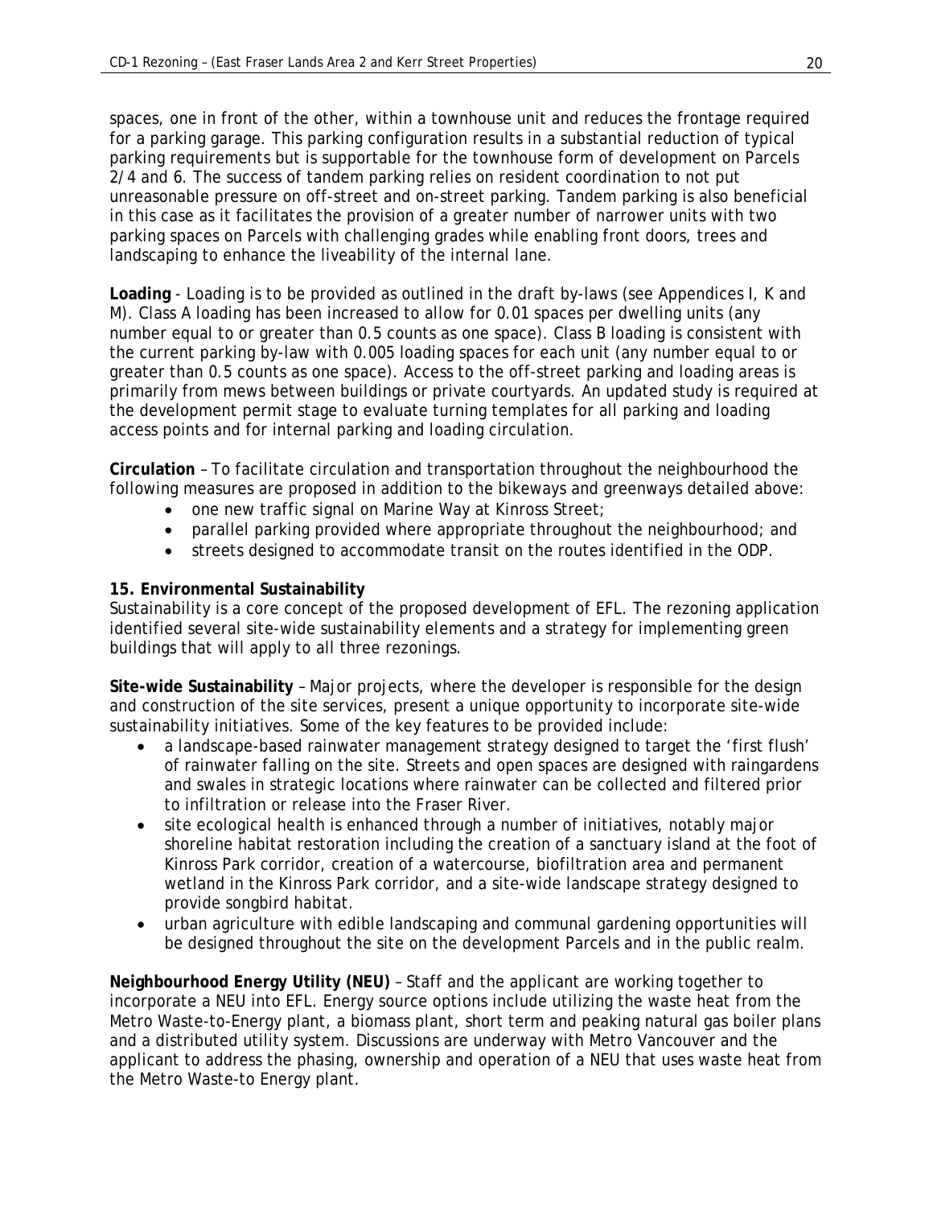spaces, one in front of the other, within a townhouse unit and reduces the frontage required for a parking garage. This parking configuration results in a substantial reduction of typical parking requirements but is supportable for the townhouse form of development on Parcels 2/4 and 6. The success of tandem parking relies on resident coordination to not put unreasonable pressure on off-street and on-street parking. Tandem parking is also beneficial in this case as it facilitates the provision of a greater number of narrower units with two parking spaces on Parcels with challenging grades while enabling front doors, trees and landscaping to enhance the liveability of the internal lane.

**Loading** - Loading is to be provided as outlined in the draft by-laws (see Appendices I, K and M). Class A loading has been increased to allow for 0.01 spaces per dwelling units (any number equal to or greater than 0.5 counts as one space). Class B loading is consistent with the current parking by-law with 0.005 loading spaces for each unit (any number equal to or greater than 0.5 counts as one space). Access to the off-street parking and loading areas is primarily from mews between buildings or private courtyards. An updated study is required at the development permit stage to evaluate turning templates for all parking and loading access points and for internal parking and loading circulation.

**Circulation** – To facilitate circulation and transportation throughout the neighbourhood the following measures are proposed in addition to the bikeways and greenways detailed above:

- one new traffic signal on Marine Way at Kinross Street;
- parallel parking provided where appropriate throughout the neighbourhood; and
- streets designed to accommodate transit on the routes identified in the ODP.

**15. Environmental Sustainability**

Sustainability is a core concept of the proposed development of EFL. The rezoning application identified several site-wide sustainability elements and a strategy for implementing green buildings that will apply to all three rezonings.

**Site-wide Sustainability** – Major projects, where the developer is responsible for the design and construction of the site services, present a unique opportunity to incorporate site-wide sustainability initiatives. Some of the key features to be provided include:

- a landscape-based rainwater management strategy designed to target the 'first flush' of rainwater falling on the site. Streets and open spaces are designed with raingardens and swales in strategic locations where rainwater can be collected and filtered prior to infiltration or release into the Fraser River.
- site ecological health is enhanced through a number of initiatives, notably major shoreline habitat restoration including the creation of a sanctuary island at the foot of Kinross Park corridor, creation of a watercourse, biofiltration area and permanent wetland in the Kinross Park corridor, and a site-wide landscape strategy designed to provide songbird habitat.
- urban agriculture with edible landscaping and communal gardening opportunities will be designed throughout the site on the development Parcels and in the public realm.

**Neighbourhood Energy Utility (NEU)** – Staff and the applicant are working together to incorporate a NEU into EFL. Energy source options include utilizing the waste heat from the Metro Waste-to-Energy plant, a biomass plant, short term and peaking natural gas boiler plans and a distributed utility system. Discussions are underway with Metro Vancouver and the applicant to address the phasing, ownership and operation of a NEU that uses waste heat from the Metro Waste-to Energy plant.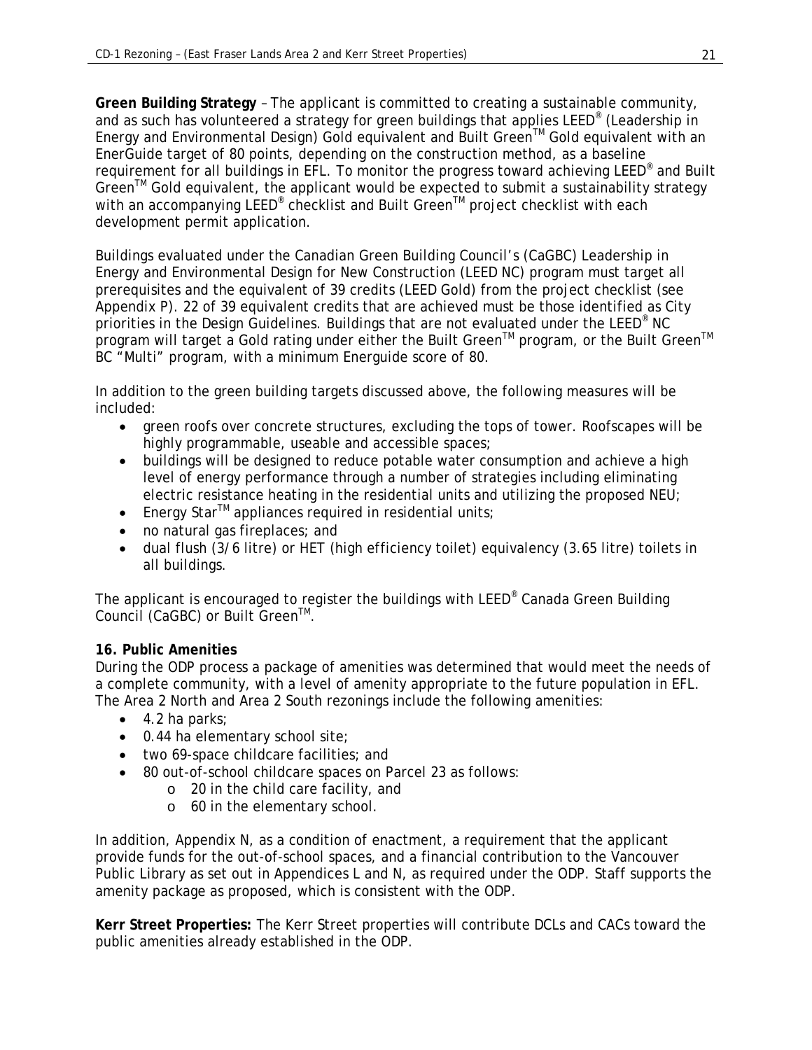**Green Building Strategy** – The applicant is committed to creating a sustainable community, and as such has volunteered a strategy for green buildings that applies LEED® (Leadership in Energy and Environmental Design) Gold equivalent and Built Green™ Gold equivalent with an EnerGuide target of 80 points, depending on the construction method, as a baseline requirement for all buildings in EFL. To monitor the progress toward achieving LEED® and Built Green™ Gold equivalent, the applicant would be expected to submit a sustainability strategy with an accompanying LEED® checklist and Built Green™ project checklist with each development permit application.

Buildings evaluated under the Canadian Green Building Council's (CaGBC) Leadership in Energy and Environmental Design for New Construction (LEED NC) program must target all prerequisites and the equivalent of 39 credits (LEED Gold) from the project checklist (see Appendix P). 22 of 39 equivalent credits that are achieved must be those identified as City priorities in the Design Guidelines. Buildings that are not evaluated under the LEED® NC program will target a Gold rating under either the Built Green™ program, or the Built Green™ BC "Multi" program, with a minimum Energuide score of 80.

In addition to the green building targets discussed above, the following measures will be included:

- green roofs over concrete structures, excluding the tops of tower. Roofscapes will be highly programmable, useable and accessible spaces;
- buildings will be designed to reduce potable water consumption and achieve a high level of energy performance through a number of strategies including eliminating electric resistance heating in the residential units and utilizing the proposed NEU;
- Energy Star™ appliances required in residential units;
- no natural gas fireplaces; and
- dual flush (3/6 litre) or HET (high efficiency toilet) equivalency (3.65 litre) toilets in all buildings.

The applicant is encouraged to register the buildings with LEED® Canada Green Building Council (CaGBC) or Built Green™.

**16. Public Amenities**

During the ODP process a package of amenities was determined that would meet the needs of a complete community, with a level of amenity appropriate to the future population in EFL. The Area 2 North and Area 2 South rezonings include the following amenities:

- 4.2 ha parks;
- 0.44 ha elementary school site;
- two 69-space childcare facilities; and
- 80 out-of-school childcare spaces on Parcel 23 as follows:
  - 20 in the child care facility, and
  - 60 in the elementary school.

In addition, Appendix N, as a condition of enactment, a requirement that the applicant provide funds for the out-of-school spaces, and a financial contribution to the Vancouver Public Library as set out in Appendices L and N, as required under the ODP. Staff supports the amenity package as proposed, which is consistent with the ODP.

**Kerr Street Properties:** The Kerr Street properties will contribute DCLs and CACs toward the public amenities already established in the ODP.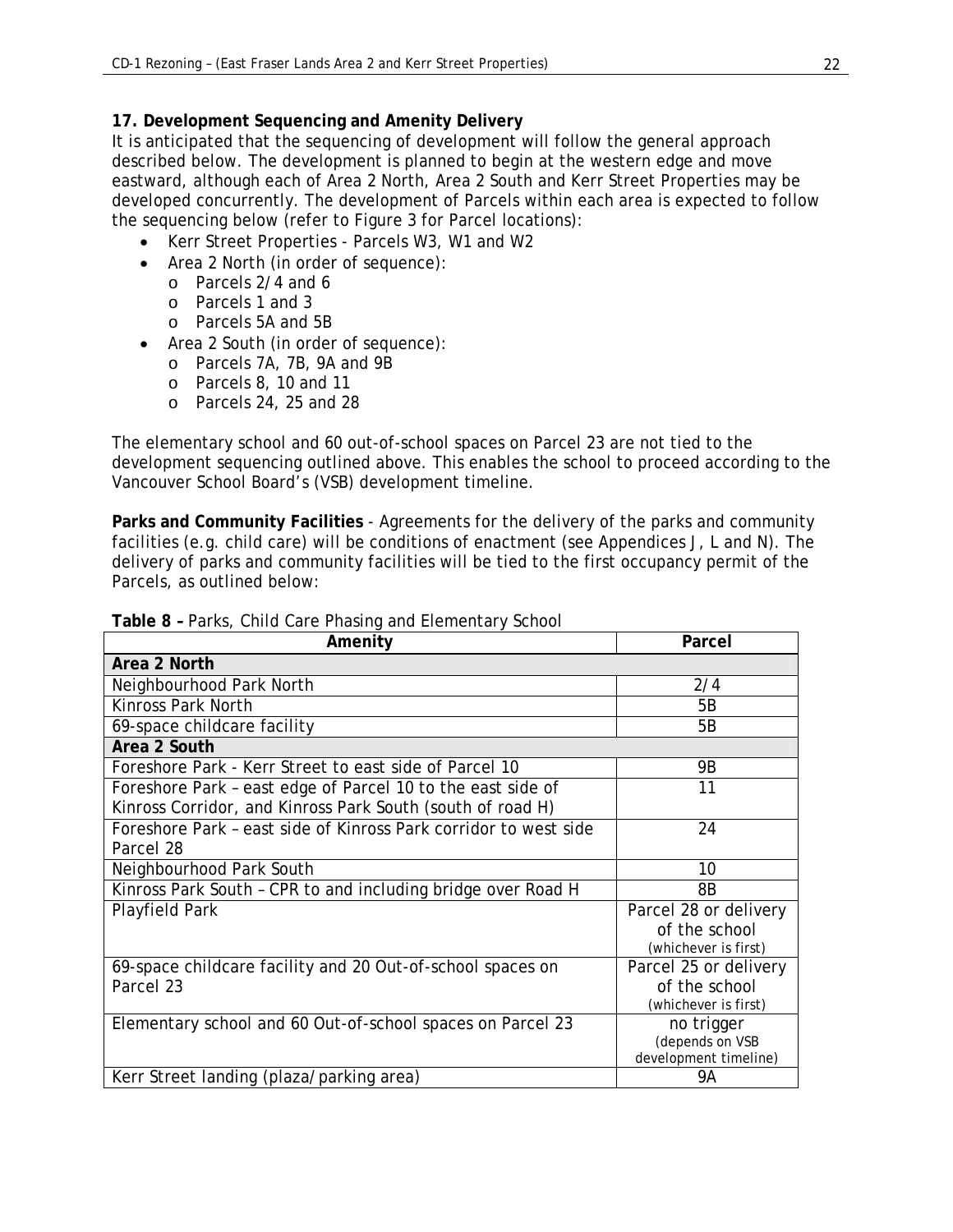## 17. Development Sequencing and Amenity Delivery

It is anticipated that the sequencing of development will follow the general approach described below. The development is planned to begin at the western edge and move eastward, although each of Area 2 North, Area 2 South and Kerr Street Properties may be developed concurrently. The development of Parcels within each area is expected to follow the sequencing below (refer to Figure 3 for Parcel locations):

- Kerr Street Properties - Parcels W3, W1 and W2
- Area 2 North (in order of sequence):
  - Parcels 2/4 and 6
  - Parcels 1 and 3
  - Parcels 5A and 5B
- Area 2 South (in order of sequence):
  - Parcels 7A, 7B, 9A and 9B
  - Parcels 8, 10 and 11
  - Parcels 24, 25 and 28

The elementary school and 60 out-of-school spaces on Parcel 23 are not tied to the development sequencing outlined above. This enables the school to proceed according to the Vancouver School Board's (VSB) development timeline.

**Parks and Community Facilities** - Agreements for the delivery of the parks and community facilities (e.g. child care) will be conditions of enactment (see Appendices J, L and N). The delivery of parks and community facilities will be tied to the first occupancy permit of the Parcels, as outlined below:

**Table 8 –** Parks, Child Care Phasing and Elementary School

| Amenity | Parcel |
|---|---|
| **Area 2 North** | |
| Neighbourhood Park North | 2/4 |
| Kinross Park North | 5B |
| 69-space childcare facility | 5B |
| **Area 2 South** | |
| Foreshore Park - Kerr Street to east side of Parcel 10 | 9B |
| Foreshore Park – east edge of Parcel 10 to the east side of Kinross Corridor, and Kinross Park South (south of road H) | 11 |
| Foreshore Park – east side of Kinross Park corridor to west side Parcel 28 | 24 |
| Neighbourhood Park South | 10 |
| Kinross Park South – CPR to and including bridge over Road H | 8B |
| Playfield Park | Parcel 28 or delivery of the school (whichever is first) |
| 69-space childcare facility and 20 Out-of-school spaces on Parcel 23 | Parcel 25 or delivery of the school (whichever is first) |
| Elementary school and 60 Out-of-school spaces on Parcel 23 | no trigger (depends on VSB development timeline) |
| Kerr Street landing (plaza/parking area) | 9A |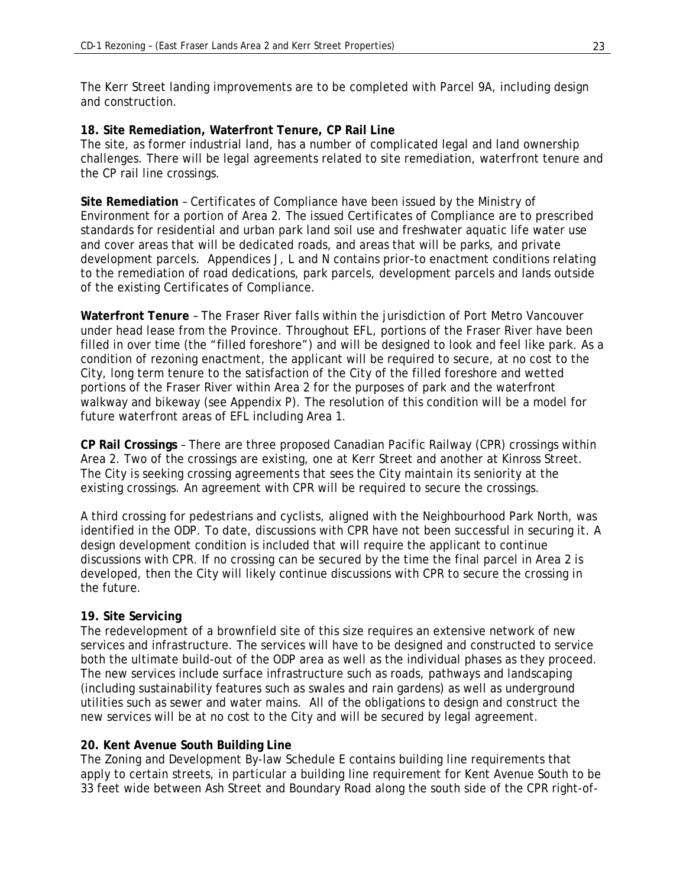The Kerr Street landing improvements are to be completed with Parcel 9A, including design and construction.

**18. Site Remediation, Waterfront Tenure, CP Rail Line**

The site, as former industrial land, has a number of complicated legal and land ownership challenges. There will be legal agreements related to site remediation, waterfront tenure and the CP rail line crossings.

**Site Remediation** – Certificates of Compliance have been issued by the Ministry of Environment for a portion of Area 2. The issued Certificates of Compliance are to prescribed standards for residential and urban park land soil use and freshwater aquatic life water use and cover areas that will be dedicated roads, and areas that will be parks, and private development parcels. Appendices J, L and N contains prior-to enactment conditions relating to the remediation of road dedications, park parcels, development parcels and lands outside of the existing Certificates of Compliance.

**Waterfront Tenure** – The Fraser River falls within the jurisdiction of Port Metro Vancouver under head lease from the Province. Throughout EFL, portions of the Fraser River have been filled in over time (the "filled foreshore") and will be designed to look and feel like park. As a condition of rezoning enactment, the applicant will be required to secure, at no cost to the City, long term tenure to the satisfaction of the City of the filled foreshore and wetted portions of the Fraser River within Area 2 for the purposes of park and the waterfront walkway and bikeway (see Appendix P). The resolution of this condition will be a model for future waterfront areas of EFL including Area 1.

**CP Rail Crossings** – There are three proposed Canadian Pacific Railway (CPR) crossings within Area 2. Two of the crossings are existing, one at Kerr Street and another at Kinross Street. The City is seeking crossing agreements that sees the City maintain its seniority at the existing crossings. An agreement with CPR will be required to secure the crossings.

A third crossing for pedestrians and cyclists, aligned with the Neighbourhood Park North, was identified in the ODP. To date, discussions with CPR have not been successful in securing it. A design development condition is included that will require the applicant to continue discussions with CPR. If no crossing can be secured by the time the final parcel in Area 2 is developed, then the City will likely continue discussions with CPR to secure the crossing in the future.

**19. Site Servicing**

The redevelopment of a brownfield site of this size requires an extensive network of new services and infrastructure. The services will have to be designed and constructed to service both the ultimate build-out of the ODP area as well as the individual phases as they proceed. The new services include surface infrastructure such as roads, pathways and landscaping (including sustainability features such as swales and rain gardens) as well as underground utilities such as sewer and water mains. All of the obligations to design and construct the new services will be at no cost to the City and will be secured by legal agreement.

**20. Kent Avenue South Building Line**

The Zoning and Development By-law Schedule E contains building line requirements that apply to certain streets, in particular a building line requirement for Kent Avenue South to be 33 feet wide between Ash Street and Boundary Road along the south side of the CPR right-of-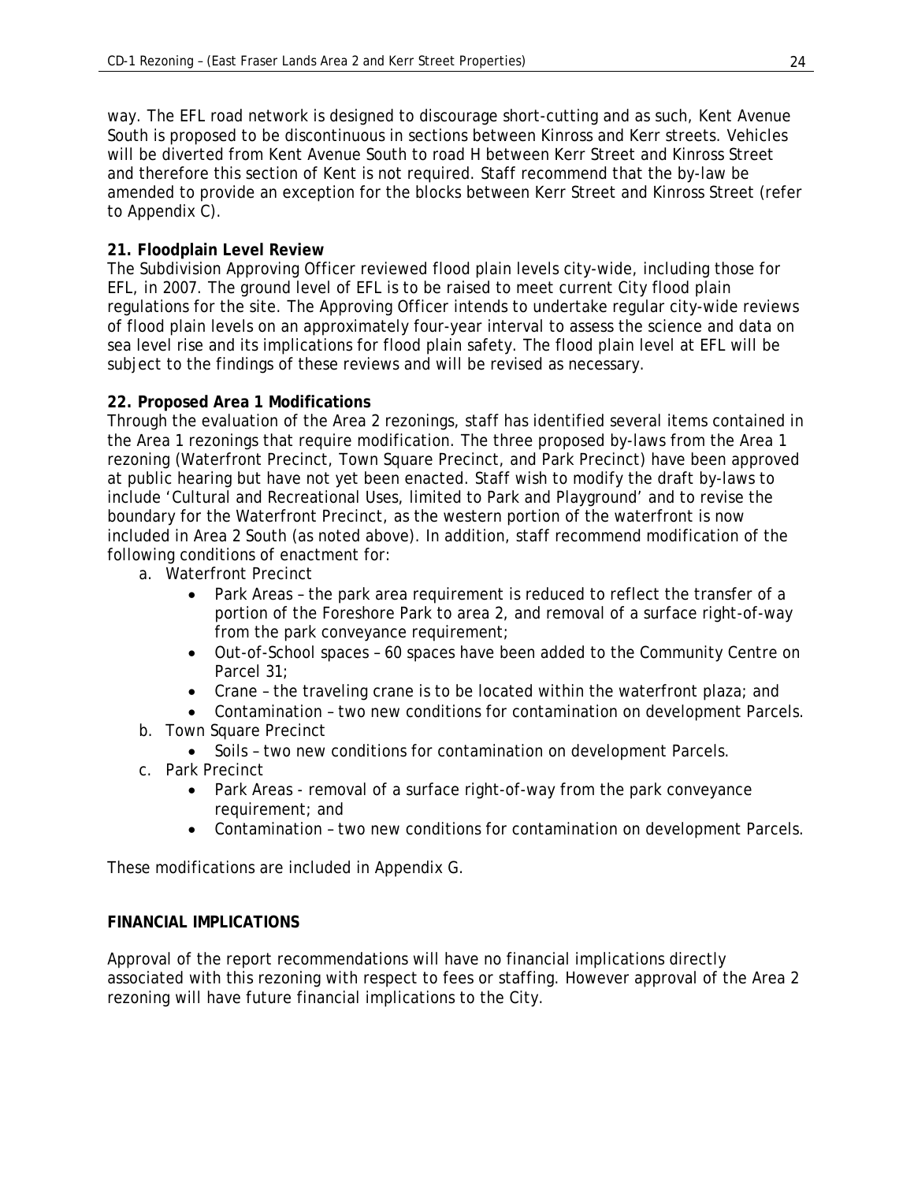way. The EFL road network is designed to discourage short-cutting and as such, Kent Avenue South is proposed to be discontinuous in sections between Kinross and Kerr streets. Vehicles will be diverted from Kent Avenue South to road H between Kerr Street and Kinross Street and therefore this section of Kent is not required. Staff recommend that the by-law be amended to provide an exception for the blocks between Kerr Street and Kinross Street (refer to Appendix C).

**21. Floodplain Level Review**

The Subdivision Approving Officer reviewed flood plain levels city-wide, including those for EFL, in 2007. The ground level of EFL is to be raised to meet current City flood plain regulations for the site. The Approving Officer intends to undertake regular city-wide reviews of flood plain levels on an approximately four-year interval to assess the science and data on sea level rise and its implications for flood plain safety. The flood plain level at EFL will be subject to the findings of these reviews and will be revised as necessary.

**22. Proposed Area 1 Modifications**

Through the evaluation of the Area 2 rezonings, staff has identified several items contained in the Area 1 rezonings that require modification. The three proposed by-laws from the Area 1 rezoning (Waterfront Precinct, Town Square Precinct, and Park Precinct) have been approved at public hearing but have not yet been enacted. Staff wish to modify the draft by-laws to include 'Cultural and Recreational Uses, limited to Park and Playground' and to revise the boundary for the Waterfront Precinct, as the western portion of the waterfront is now included in Area 2 South (as noted above). In addition, staff recommend modification of the following conditions of enactment for:

a. Waterfront Precinct
   - Park Areas – the park area requirement is reduced to reflect the transfer of a portion of the Foreshore Park to area 2, and removal of a surface right-of-way from the park conveyance requirement;
   - Out-of-School spaces – 60 spaces have been added to the Community Centre on Parcel 31;
   - Crane – the traveling crane is to be located within the waterfront plaza; and
   - Contamination – two new conditions for contamination on development Parcels.
b. Town Square Precinct
   - Soils – two new conditions for contamination on development Parcels.
c. Park Precinct
   - Park Areas - removal of a surface right-of-way from the park conveyance requirement; and
   - Contamination – two new conditions for contamination on development Parcels.

These modifications are included in Appendix G.

**FINANCIAL IMPLICATIONS**

Approval of the report recommendations will have no financial implications directly associated with this rezoning with respect to fees or staffing. However approval of the Area 2 rezoning will have future financial implications to the City.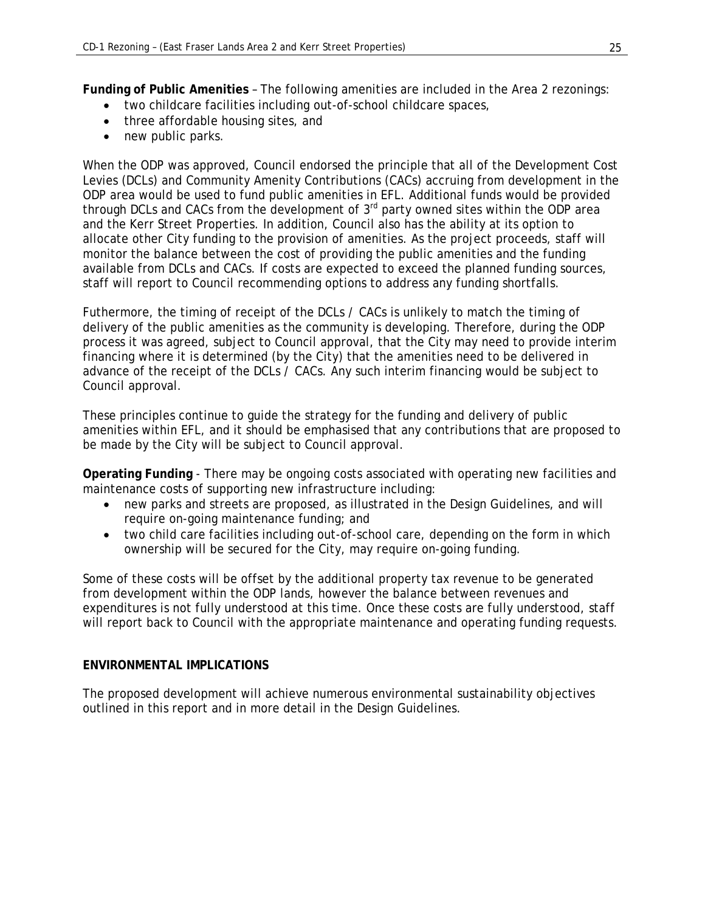**Funding of Public Amenities** – The following amenities are included in the Area 2 rezonings:

- two childcare facilities including out-of-school childcare spaces,
- three affordable housing sites, and
- new public parks.

When the ODP was approved, Council endorsed the principle that all of the Development Cost Levies (DCLs) and Community Amenity Contributions (CACs) accruing from development in the ODP area would be used to fund public amenities in EFL. Additional funds would be provided through DCLs and CACs from the development of 3rd party owned sites within the ODP area and the Kerr Street Properties. In addition, Council also has the ability at its option to allocate other City funding to the provision of amenities. As the project proceeds, staff will monitor the balance between the cost of providing the public amenities and the funding available from DCLs and CACs. If costs are expected to exceed the planned funding sources, staff will report to Council recommending options to address any funding shortfalls.

Futhermore, the timing of receipt of the DCLs / CACs is unlikely to match the timing of delivery of the public amenities as the community is developing. Therefore, during the ODP process it was agreed, subject to Council approval, that the City may need to provide interim financing where it is determined (by the City) that the amenities need to be delivered in advance of the receipt of the DCLs / CACs. Any such interim financing would be subject to Council approval.

These principles continue to guide the strategy for the funding and delivery of public amenities within EFL, and it should be emphasised that any contributions that are proposed to be made by the City will be subject to Council approval.

**Operating Funding** - There may be ongoing costs associated with operating new facilities and maintenance costs of supporting new infrastructure including:

- new parks and streets are proposed, as illustrated in the Design Guidelines, and will require on-going maintenance funding; and
- two child care facilities including out-of-school care, depending on the form in which ownership will be secured for the City, may require on-going funding.

Some of these costs will be offset by the additional property tax revenue to be generated from development within the ODP lands, however the balance between revenues and expenditures is not fully understood at this time. Once these costs are fully understood, staff will report back to Council with the appropriate maintenance and operating funding requests.

## ENVIRONMENTAL IMPLICATIONS

The proposed development will achieve numerous environmental sustainability objectives outlined in this report and in more detail in the Design Guidelines.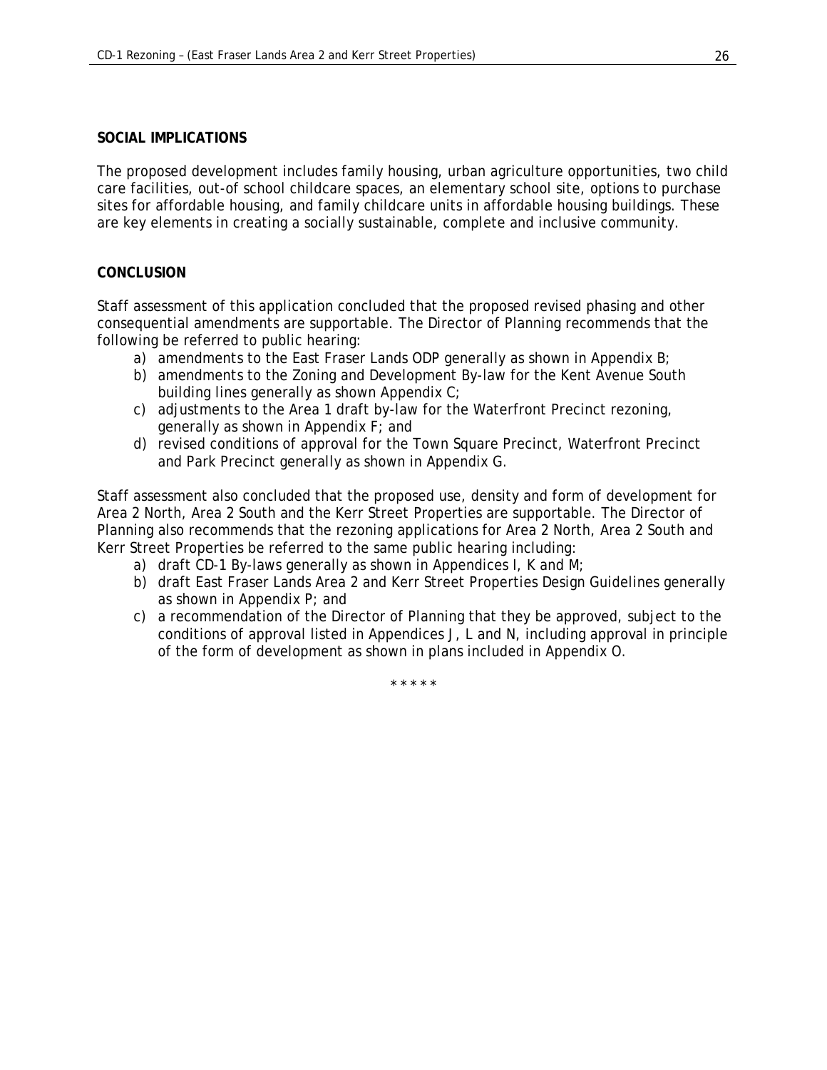**SOCIAL IMPLICATIONS**

The proposed development includes family housing, urban agriculture opportunities, two child care facilities, out-of school childcare spaces, an elementary school site, options to purchase sites for affordable housing, and family childcare units in affordable housing buildings. These are key elements in creating a socially sustainable, complete and inclusive community.

**CONCLUSION**

Staff assessment of this application concluded that the proposed revised phasing and other consequential amendments are supportable. The Director of Planning recommends that the following be referred to public hearing:

a) amendments to the East Fraser Lands ODP generally as shown in Appendix B;
b) amendments to the Zoning and Development By-law for the Kent Avenue South building lines generally as shown Appendix C;
c) adjustments to the Area 1 draft by-law for the Waterfront Precinct rezoning, generally as shown in Appendix F; and
d) revised conditions of approval for the Town Square Precinct, Waterfront Precinct and Park Precinct generally as shown in Appendix G.

Staff assessment also concluded that the proposed use, density and form of development for Area 2 North, Area 2 South and the Kerr Street Properties are supportable. The Director of Planning also recommends that the rezoning applications for Area 2 North, Area 2 South and Kerr Street Properties be referred to the same public hearing including:

a) draft CD-1 By-laws generally as shown in Appendices I, K and M;
b) draft East Fraser Lands Area 2 and Kerr Street Properties Design Guidelines generally as shown in Appendix P; and
c) a recommendation of the Director of Planning that they be approved, subject to the conditions of approval listed in Appendices J, L and N, including approval in principle of the form of development as shown in plans included in Appendix O.

\* \* \* \* \*